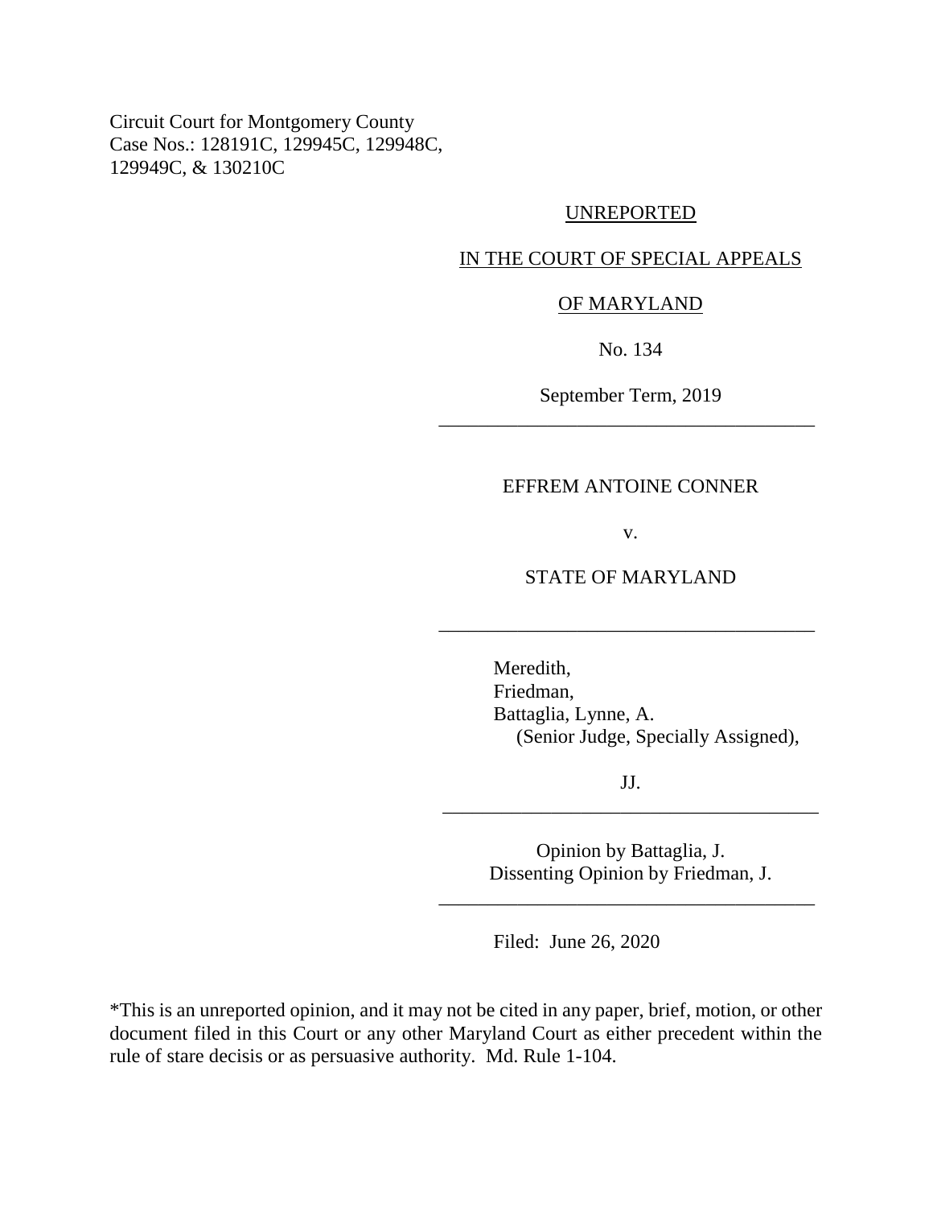Circuit Court for Montgomery County
Case Nos.: 128191C, 129945C, 129948C,
129949C, & 130210C

UNREPORTED

IN THE COURT OF SPECIAL APPEALS

OF MARYLAND

No. 134

September Term, 2019

---

EFFREM ANTOINE CONNER

v.

STATE OF MARYLAND

---

Meredith,
Friedman,
Battaglia, Lynne, A.
(Senior Judge, Specially Assigned),

JJ.

---

Opinion by Battaglia, J.
Dissenting Opinion by Friedman, J.

---

Filed: June 26, 2020

*This is an unreported opinion, and it may not be cited in any paper, brief, motion, or other document filed in this Court or any other Maryland Court as either precedent within the rule of stare decisis or as persuasive authority. Md. Rule 1-104.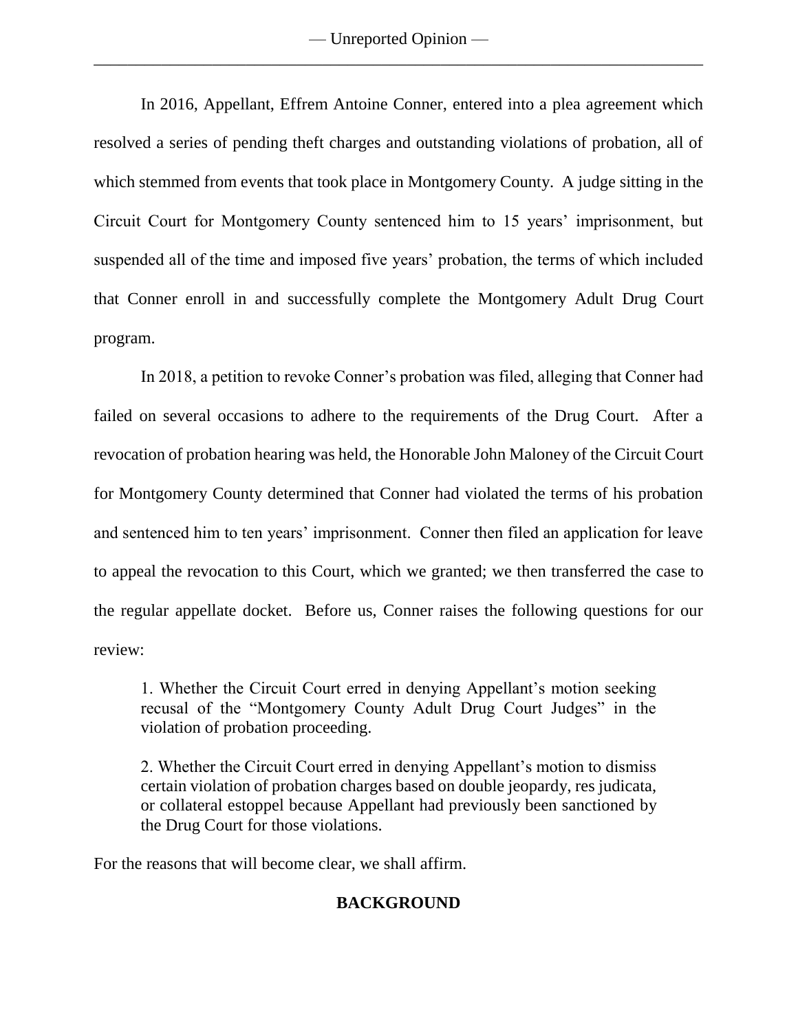In 2016, Appellant, Effrem Antoine Conner, entered into a plea agreement which resolved a series of pending theft charges and outstanding violations of probation, all of which stemmed from events that took place in Montgomery County. A judge sitting in the Circuit Court for Montgomery County sentenced him to 15 years' imprisonment, but suspended all of the time and imposed five years' probation, the terms of which included that Conner enroll in and successfully complete the Montgomery Adult Drug Court program.

In 2018, a petition to revoke Conner's probation was filed, alleging that Conner had failed on several occasions to adhere to the requirements of the Drug Court. After a revocation of probation hearing was held, the Honorable John Maloney of the Circuit Court for Montgomery County determined that Conner had violated the terms of his probation and sentenced him to ten years' imprisonment. Conner then filed an application for leave to appeal the revocation to this Court, which we granted; we then transferred the case to the regular appellate docket. Before us, Conner raises the following questions for our review:

> 1. Whether the Circuit Court erred in denying Appellant's motion seeking recusal of the "Montgomery County Adult Drug Court Judges" in the violation of probation proceeding.
>
> 2. Whether the Circuit Court erred in denying Appellant's motion to dismiss certain violation of probation charges based on double jeopardy, res judicata, or collateral estoppel because Appellant had previously been sanctioned by the Drug Court for those violations.

For the reasons that will become clear, we shall affirm.

## BACKGROUND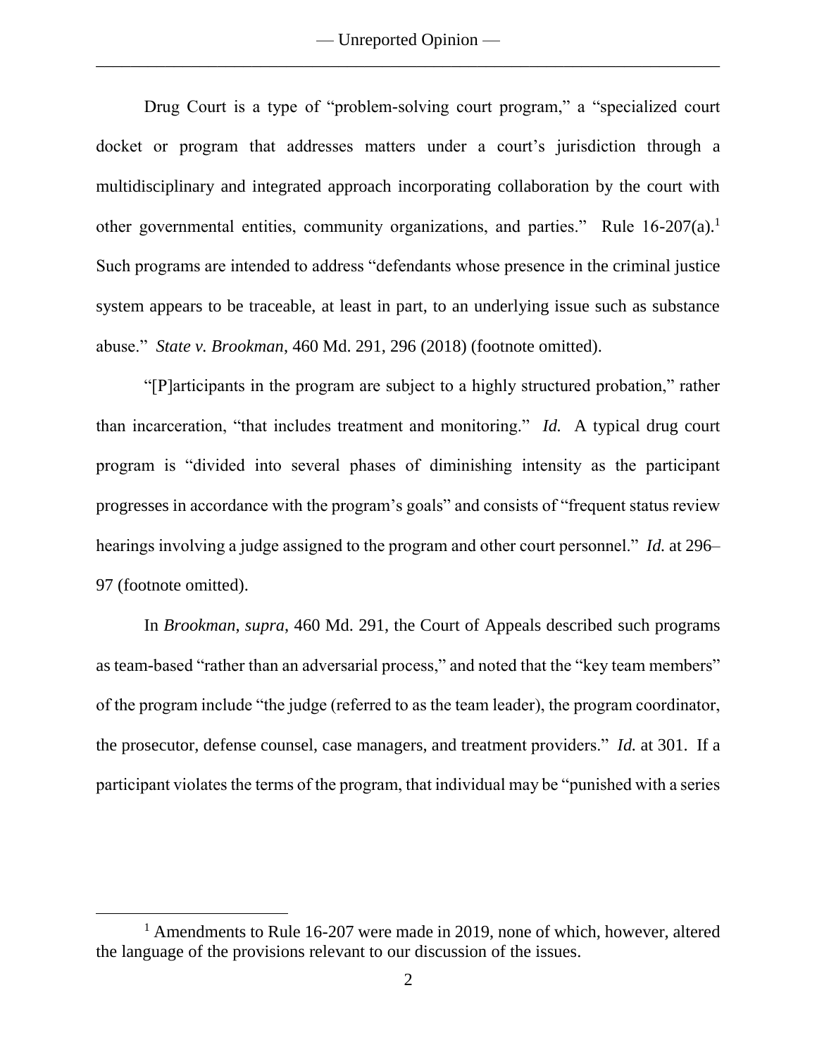Drug Court is a type of "problem-solving court program," a "specialized court docket or program that addresses matters under a court's jurisdiction through a multidisciplinary and integrated approach incorporating collaboration by the court with other governmental entities, community organizations, and parties." Rule 16-207(a).[1] Such programs are intended to address "defendants whose presence in the criminal justice system appears to be traceable, at least in part, to an underlying issue such as substance abuse." *State v. Brookman*, 460 Md. 291, 296 (2018) (footnote omitted).

"[P]articipants in the program are subject to a highly structured probation," rather than incarceration, "that includes treatment and monitoring." *Id.* A typical drug court program is "divided into several phases of diminishing intensity as the participant progresses in accordance with the program's goals" and consists of "frequent status review hearings involving a judge assigned to the program and other court personnel." *Id.* at 296–97 (footnote omitted).

In *Brookman*, *supra*, 460 Md. 291, the Court of Appeals described such programs as team-based "rather than an adversarial process," and noted that the "key team members" of the program include "the judge (referred to as the team leader), the program coordinator, the prosecutor, defense counsel, case managers, and treatment providers." *Id.* at 301. If a participant violates the terms of the program, that individual may be "punished with a series

[1] Amendments to Rule 16-207 were made in 2019, none of which, however, altered the language of the provisions relevant to our discussion of the issues.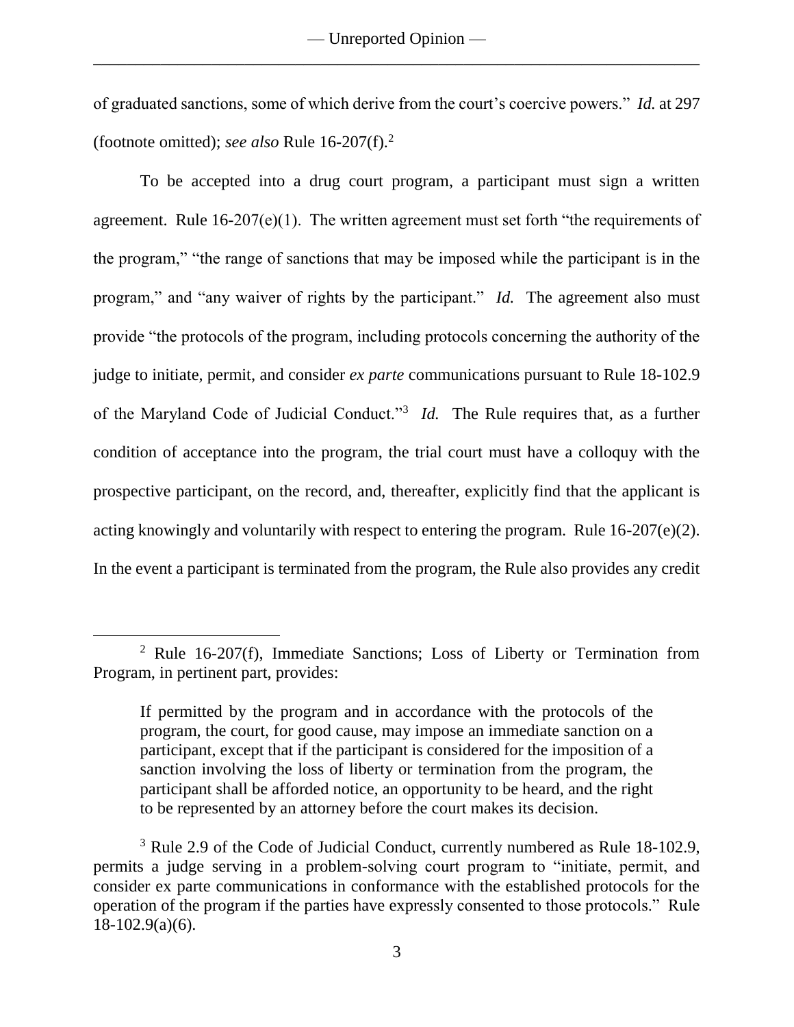of graduated sanctions, some of which derive from the court's coercive powers." *Id.* at 297 (footnote omitted); *see also* Rule 16-207(f).[2]

To be accepted into a drug court program, a participant must sign a written agreement. Rule 16-207(e)(1). The written agreement must set forth "the requirements of the program," "the range of sanctions that may be imposed while the participant is in the program," and "any waiver of rights by the participant." *Id.* The agreement also must provide "the protocols of the program, including protocols concerning the authority of the judge to initiate, permit, and consider *ex parte* communications pursuant to Rule 18-102.9 of the Maryland Code of Judicial Conduct."[3] *Id.* The Rule requires that, as a further condition of acceptance into the program, the trial court must have a colloquy with the prospective participant, on the record, and, thereafter, explicitly find that the applicant is acting knowingly and voluntarily with respect to entering the program. Rule 16-207(e)(2). In the event a participant is terminated from the program, the Rule also provides any credit

---

[2] Rule 16-207(f), Immediate Sanctions; Loss of Liberty or Termination from Program, in pertinent part, provides:

> If permitted by the program and in accordance with the protocols of the program, the court, for good cause, may impose an immediate sanction on a participant, except that if the participant is considered for the imposition of a sanction involving the loss of liberty or termination from the program, the participant shall be afforded notice, an opportunity to be heard, and the right to be represented by an attorney before the court makes its decision.

[3] Rule 2.9 of the Code of Judicial Conduct, currently numbered as Rule 18-102.9, permits a judge serving in a problem-solving court program to "initiate, permit, and consider ex parte communications in conformance with the established protocols for the operation of the program if the parties have expressly consented to those protocols." Rule 18-102.9(a)(6).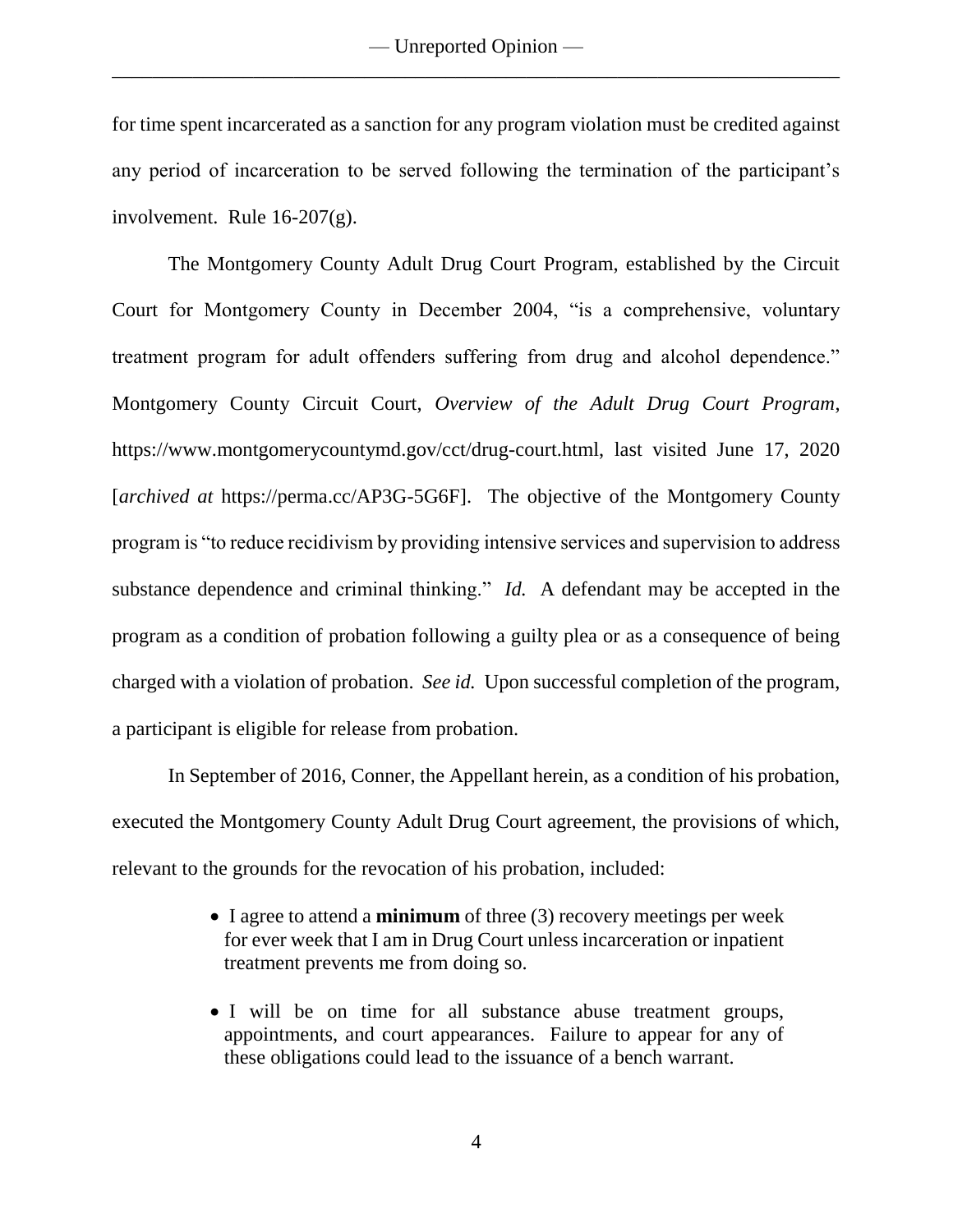for time spent incarcerated as a sanction for any program violation must be credited against any period of incarceration to be served following the termination of the participant's involvement. Rule 16-207(g).

The Montgomery County Adult Drug Court Program, established by the Circuit Court for Montgomery County in December 2004, "is a comprehensive, voluntary treatment program for adult offenders suffering from drug and alcohol dependence." Montgomery County Circuit Court, *Overview of the Adult Drug Court Program*, https://www.montgomerycountymd.gov/cct/drug-court.html, last visited June 17, 2020 [*archived at* https://perma.cc/AP3G-5G6F]. The objective of the Montgomery County program is "to reduce recidivism by providing intensive services and supervision to address substance dependence and criminal thinking." *Id.* A defendant may be accepted in the program as a condition of probation following a guilty plea or as a consequence of being charged with a violation of probation. *See id.* Upon successful completion of the program, a participant is eligible for release from probation.

In September of 2016, Conner, the Appellant herein, as a condition of his probation, executed the Montgomery County Adult Drug Court agreement, the provisions of which, relevant to the grounds for the revocation of his probation, included:

> - I agree to attend a **minimum** of three (3) recovery meetings per week for ever week that I am in Drug Court unless incarceration or inpatient treatment prevents me from doing so.
>
> - I will be on time for all substance abuse treatment groups, appointments, and court appearances. Failure to appear for any of these obligations could lead to the issuance of a bench warrant.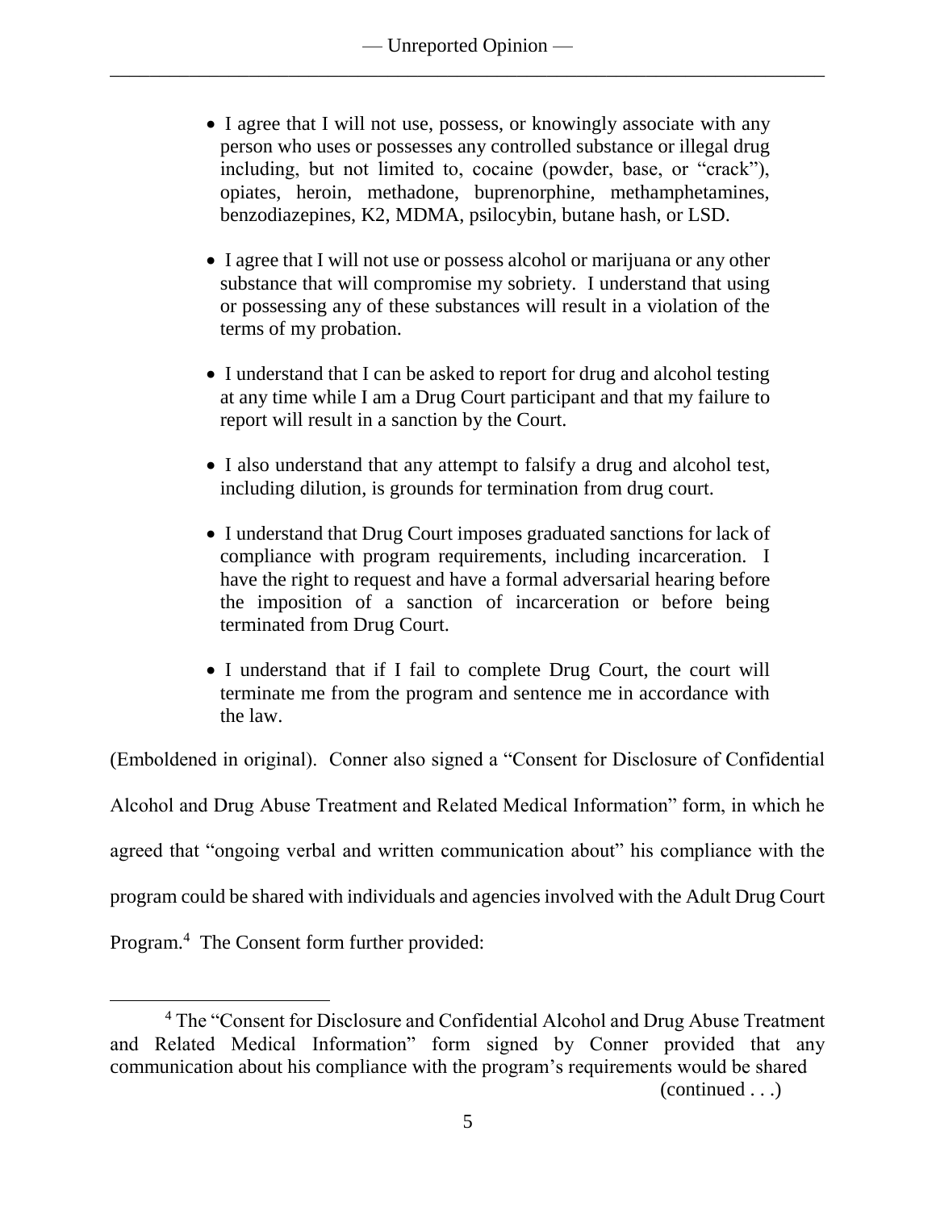- I agree that I will not use, possess, or knowingly associate with any person who uses or possesses any controlled substance or illegal drug including, but not limited to, cocaine (powder, base, or "crack"), opiates, heroin, methadone, buprenorphine, methamphetamines, benzodiazepines, K2, MDMA, psilocybin, butane hash, or LSD.

- I agree that I will not use or possess alcohol or marijuana or any other substance that will compromise my sobriety. I understand that using or possessing any of these substances will result in a violation of the terms of my probation.

- I understand that I can be asked to report for drug and alcohol testing at any time while I am a Drug Court participant and that my failure to report will result in a sanction by the Court.

- I also understand that any attempt to falsify a drug and alcohol test, including dilution, is grounds for termination from drug court.

- I understand that Drug Court imposes graduated sanctions for lack of compliance with program requirements, including incarceration. I have the right to request and have a formal adversarial hearing before the imposition of a sanction of incarceration or before being terminated from Drug Court.

- I understand that if I fail to complete Drug Court, the court will terminate me from the program and sentence me in accordance with the law.

(Emboldened in original). Conner also signed a "Consent for Disclosure of Confidential Alcohol and Drug Abuse Treatment and Related Medical Information" form, in which he agreed that "ongoing verbal and written communication about" his compliance with the program could be shared with individuals and agencies involved with the Adult Drug Court Program.[4] The Consent form further provided:

[4] The "Consent for Disclosure and Confidential Alcohol and Drug Abuse Treatment and Related Medical Information" form signed by Conner provided that any communication about his compliance with the program's requirements would be shared (continued . . .)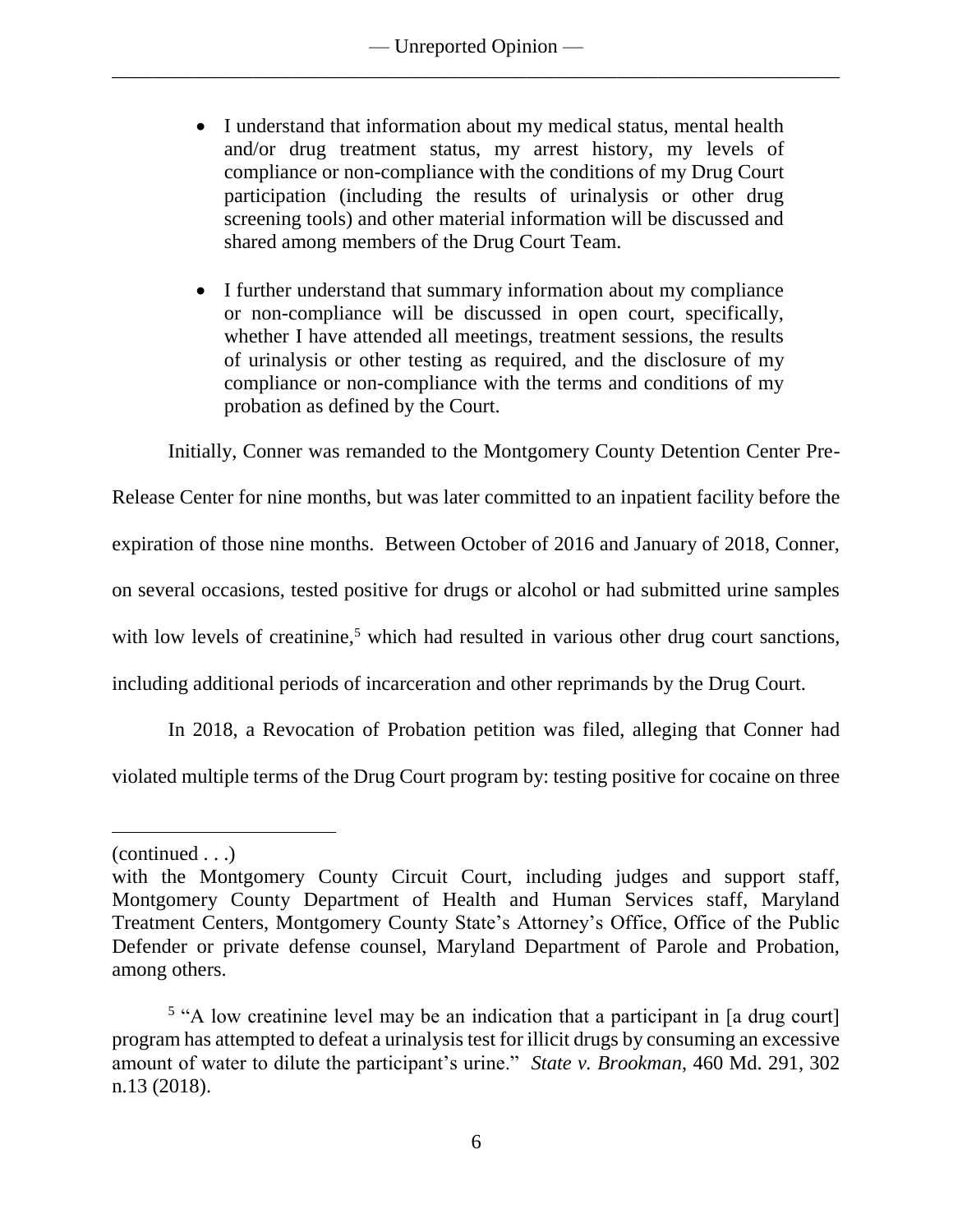- I understand that information about my medical status, mental health and/or drug treatment status, my arrest history, my levels of compliance or non-compliance with the conditions of my Drug Court participation (including the results of urinalysis or other drug screening tools) and other material information will be discussed and shared among members of the Drug Court Team.

- I further understand that summary information about my compliance or non-compliance will be discussed in open court, specifically, whether I have attended all meetings, treatment sessions, the results of urinalysis or other testing as required, and the disclosure of my compliance or non-compliance with the terms and conditions of my probation as defined by the Court.

Initially, Conner was remanded to the Montgomery County Detention Center Pre-Release Center for nine months, but was later committed to an inpatient facility before the expiration of those nine months. Between October of 2016 and January of 2018, Conner, on several occasions, tested positive for drugs or alcohol or had submitted urine samples with low levels of creatinine,[5] which had resulted in various other drug court sanctions, including additional periods of incarceration and other reprimands by the Drug Court.

In 2018, a Revocation of Probation petition was filed, alleging that Conner had violated multiple terms of the Drug Court program by: testing positive for cocaine on three

---

(continued . . .)

with the Montgomery County Circuit Court, including judges and support staff, Montgomery County Department of Health and Human Services staff, Maryland Treatment Centers, Montgomery County State's Attorney's Office, Office of the Public Defender or private defense counsel, Maryland Department of Parole and Probation, among others.

[5] "A low creatinine level may be an indication that a participant in [a drug court] program has attempted to defeat a urinalysis test for illicit drugs by consuming an excessive amount of water to dilute the participant's urine." *State v. Brookman*, 460 Md. 291, 302 n.13 (2018).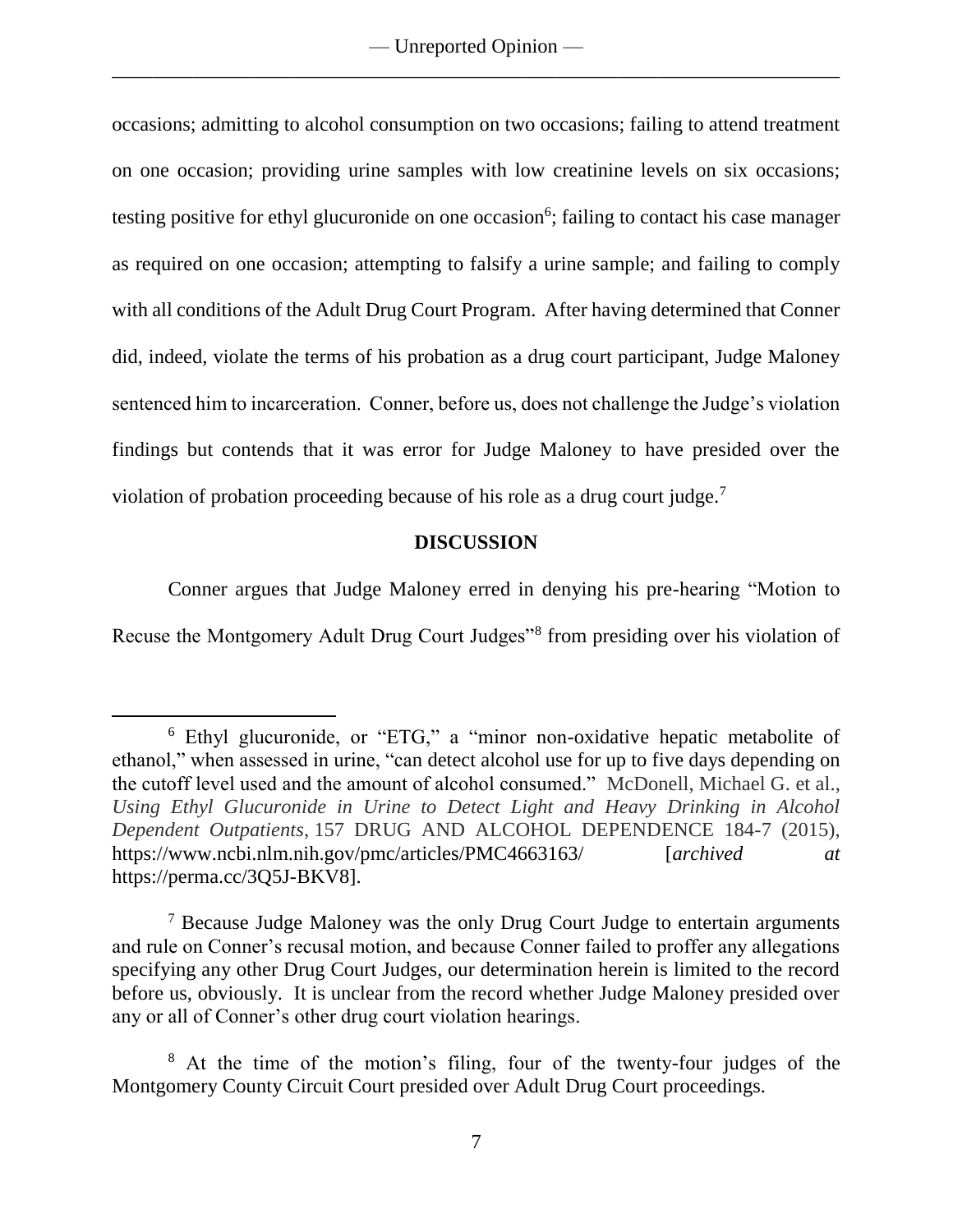occasions; admitting to alcohol consumption on two occasions; failing to attend treatment on one occasion; providing urine samples with low creatinine levels on six occasions; testing positive for ethyl glucuronide on one occasion[6]; failing to contact his case manager as required on one occasion; attempting to falsify a urine sample; and failing to comply with all conditions of the Adult Drug Court Program. After having determined that Conner did, indeed, violate the terms of his probation as a drug court participant, Judge Maloney sentenced him to incarceration. Conner, before us, does not challenge the Judge's violation findings but contends that it was error for Judge Maloney to have presided over the violation of probation proceeding because of his role as a drug court judge.[7]

**DISCUSSION**

Conner argues that Judge Maloney erred in denying his pre-hearing "Motion to Recuse the Montgomery Adult Drug Court Judges"[8] from presiding over his violation of

---

[6] Ethyl glucuronide, or "ETG," a "minor non-oxidative hepatic metabolite of ethanol," when assessed in urine, "can detect alcohol use for up to five days depending on the cutoff level used and the amount of alcohol consumed." McDonell, Michael G. et al., *Using Ethyl Glucuronide in Urine to Detect Light and Heavy Drinking in Alcohol Dependent Outpatients*, 157 DRUG AND ALCOHOL DEPENDENCE 184-7 (2015), https://www.ncbi.nlm.nih.gov/pmc/articles/PMC4663163/ [*archived at* https://perma.cc/3Q5J-BKV8].

[7] Because Judge Maloney was the only Drug Court Judge to entertain arguments and rule on Conner's recusal motion, and because Conner failed to proffer any allegations specifying any other Drug Court Judges, our determination herein is limited to the record before us, obviously. It is unclear from the record whether Judge Maloney presided over any or all of Conner's other drug court violation hearings.

[8] At the time of the motion's filing, four of the twenty-four judges of the Montgomery County Circuit Court presided over Adult Drug Court proceedings.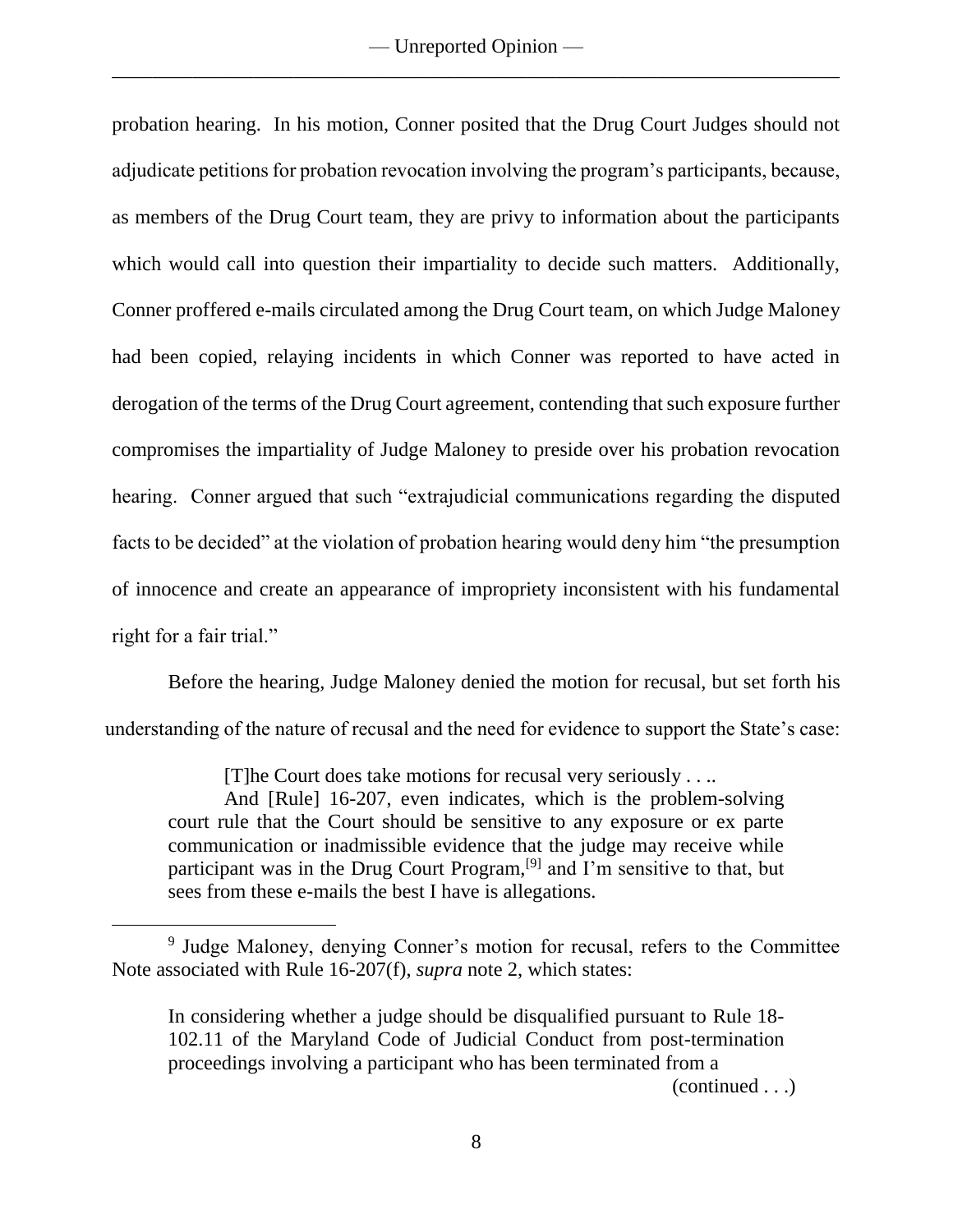probation hearing. In his motion, Conner posited that the Drug Court Judges should not adjudicate petitions for probation revocation involving the program's participants, because, as members of the Drug Court team, they are privy to information about the participants which would call into question their impartiality to decide such matters. Additionally, Conner proffered e-mails circulated among the Drug Court team, on which Judge Maloney had been copied, relaying incidents in which Conner was reported to have acted in derogation of the terms of the Drug Court agreement, contending that such exposure further compromises the impartiality of Judge Maloney to preside over his probation revocation hearing. Conner argued that such "extrajudicial communications regarding the disputed facts to be decided" at the violation of probation hearing would deny him "the presumption of innocence and create an appearance of impropriety inconsistent with his fundamental right for a fair trial."

Before the hearing, Judge Maloney denied the motion for recusal, but set forth his understanding of the nature of recusal and the need for evidence to support the State's case:

> [T]he Court does take motions for recusal very seriously . . ..
>
> And [Rule] 16-207, even indicates, which is the problem-solving court rule that the Court should be sensitive to any exposure or ex parte communication or inadmissible evidence that the judge may receive while participant was in the Drug Court Program,[9] and I'm sensitive to that, but sees from these e-mails the best I have is allegations.

---

[9] Judge Maloney, denying Conner's motion for recusal, refers to the Committee Note associated with Rule 16-207(f), *supra* note 2, which states:

> In considering whether a judge should be disqualified pursuant to Rule 18-102.11 of the Maryland Code of Judicial Conduct from post-termination proceedings involving a participant who has been terminated from a

(continued . . .)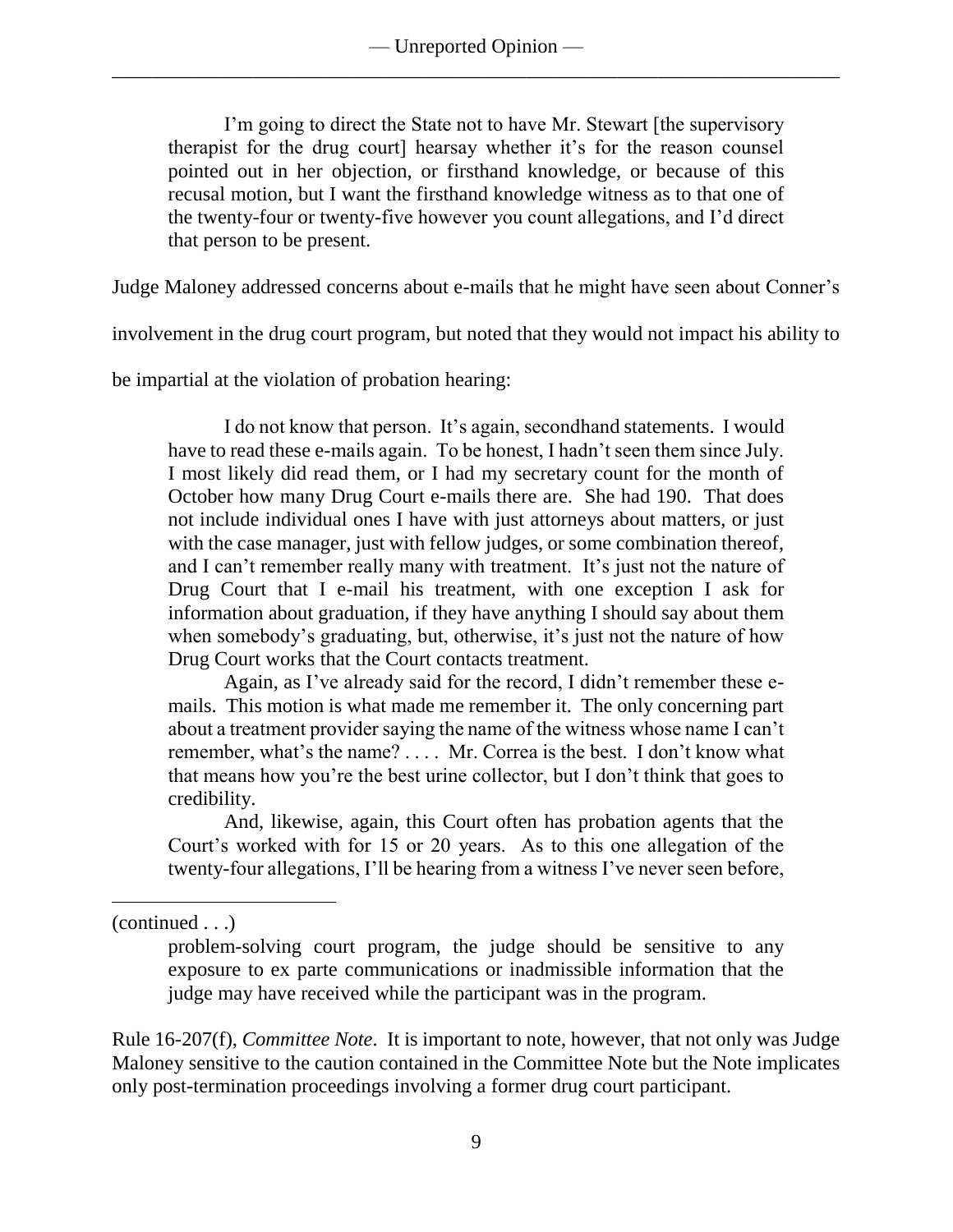> I'm going to direct the State not to have Mr. Stewart [the supervisory therapist for the drug court] hearsay whether it's for the reason counsel pointed out in her objection, or firsthand knowledge, or because of this recusal motion, but I want the firsthand knowledge witness as to that one of the twenty-four or twenty-five however you count allegations, and I'd direct that person to be present.

Judge Maloney addressed concerns about e-mails that he might have seen about Conner's involvement in the drug court program, but noted that they would not impact his ability to be impartial at the violation of probation hearing:

> I do not know that person. It's again, secondhand statements. I would have to read these e-mails again. To be honest, I hadn't seen them since July. I most likely did read them, or I had my secretary count for the month of October how many Drug Court e-mails there are. She had 190. That does not include individual ones I have with just attorneys about matters, or just with the case manager, just with fellow judges, or some combination thereof, and I can't remember really many with treatment. It's just not the nature of Drug Court that I e-mail his treatment, with one exception I ask for information about graduation, if they have anything I should say about them when somebody's graduating, but, otherwise, it's just not the nature of how Drug Court works that the Court contacts treatment.
>
> Again, as I've already said for the record, I didn't remember these e-mails. This motion is what made me remember it. The only concerning part about a treatment provider saying the name of the witness whose name I can't remember, what's the name? . . . . Mr. Correa is the best. I don't know what that means how you're the best urine collector, but I don't think that goes to credibility.
>
> And, likewise, again, this Court often has probation agents that the Court's worked with for 15 or 20 years. As to this one allegation of the twenty-four allegations, I'll be hearing from a witness I've never seen before,

---

(continued . . .)

> problem-solving court program, the judge should be sensitive to any exposure to ex parte communications or inadmissible information that the judge may have received while the participant was in the program.

Rule 16-207(f), *Committee Note*. It is important to note, however, that not only was Judge Maloney sensitive to the caution contained in the Committee Note but the Note implicates only post-termination proceedings involving a former drug court participant.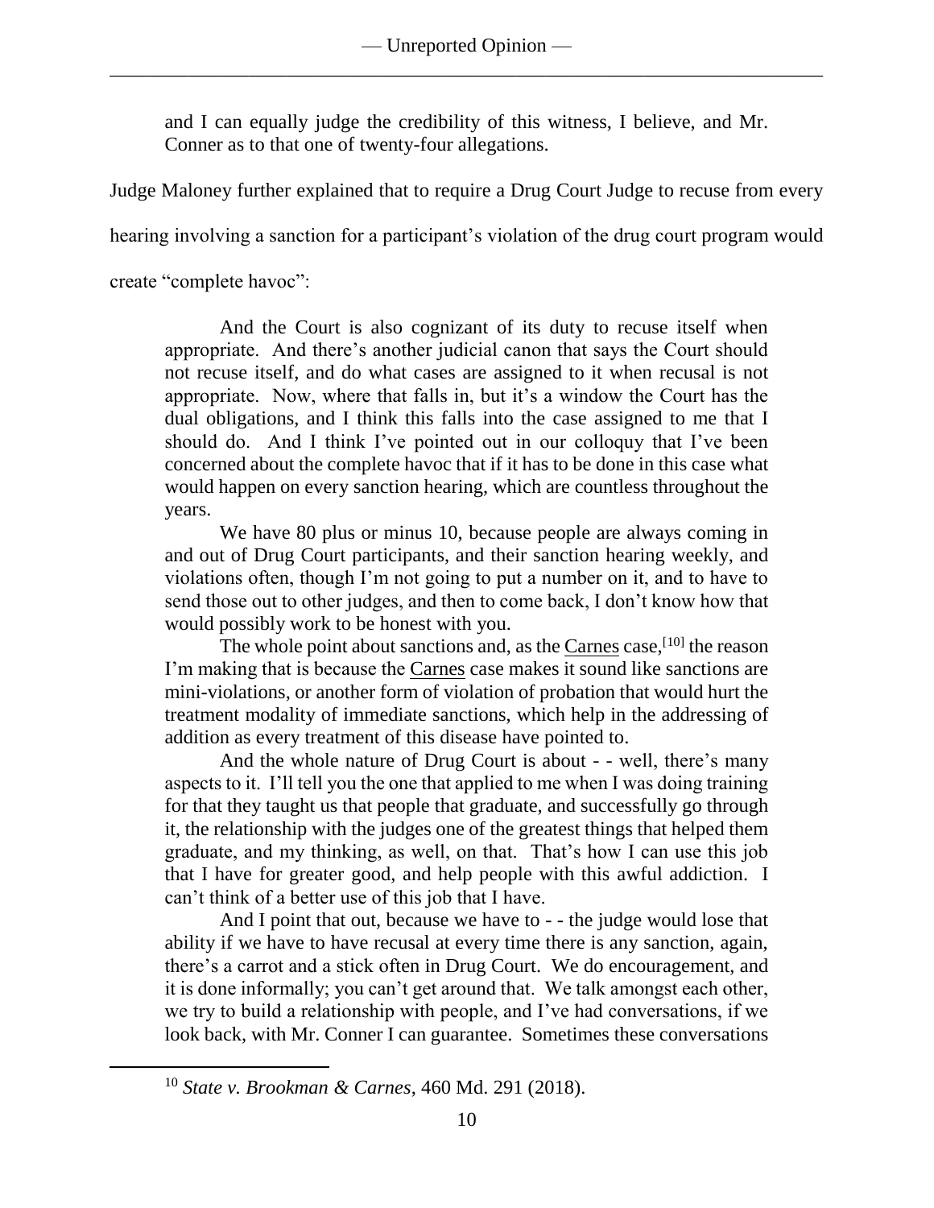and I can equally judge the credibility of this witness, I believe, and Mr. Conner as to that one of twenty-four allegations.

Judge Maloney further explained that to require a Drug Court Judge to recuse from every hearing involving a sanction for a participant's violation of the drug court program would create "complete havoc":

> And the Court is also cognizant of its duty to recuse itself when appropriate. And there's another judicial canon that says the Court should not recuse itself, and do what cases are assigned to it when recusal is not appropriate. Now, where that falls in, but it's a window the Court has the dual obligations, and I think this falls into the case assigned to me that I should do. And I think I've pointed out in our colloquy that I've been concerned about the complete havoc that if it has to be done in this case what would happen on every sanction hearing, which are countless throughout the years.
>
> We have 80 plus or minus 10, because people are always coming in and out of Drug Court participants, and their sanction hearing weekly, and violations often, though I'm not going to put a number on it, and to have to send those out to other judges, and then to come back, I don't know how that would possibly work to be honest with you.
>
> The whole point about sanctions and, as the Carnes case,[10] the reason I'm making that is because the Carnes case makes it sound like sanctions are mini-violations, or another form of violation of probation that would hurt the treatment modality of immediate sanctions, which help in the addressing of addition as every treatment of this disease have pointed to.
>
> And the whole nature of Drug Court is about - - well, there's many aspects to it. I'll tell you the one that applied to me when I was doing training for that they taught us that people that graduate, and successfully go through it, the relationship with the judges one of the greatest things that helped them graduate, and my thinking, as well, on that. That's how I can use this job that I have for greater good, and help people with this awful addiction. I can't think of a better use of this job that I have.
>
> And I point that out, because we have to - - the judge would lose that ability if we have to have recusal at every time there is any sanction, again, there's a carrot and a stick often in Drug Court. We do encouragement, and it is done informally; you can't get around that. We talk amongst each other, we try to build a relationship with people, and I've had conversations, if we look back, with Mr. Conner I can guarantee. Sometimes these conversations

---

[10] *State v. Brookman & Carnes*, 460 Md. 291 (2018).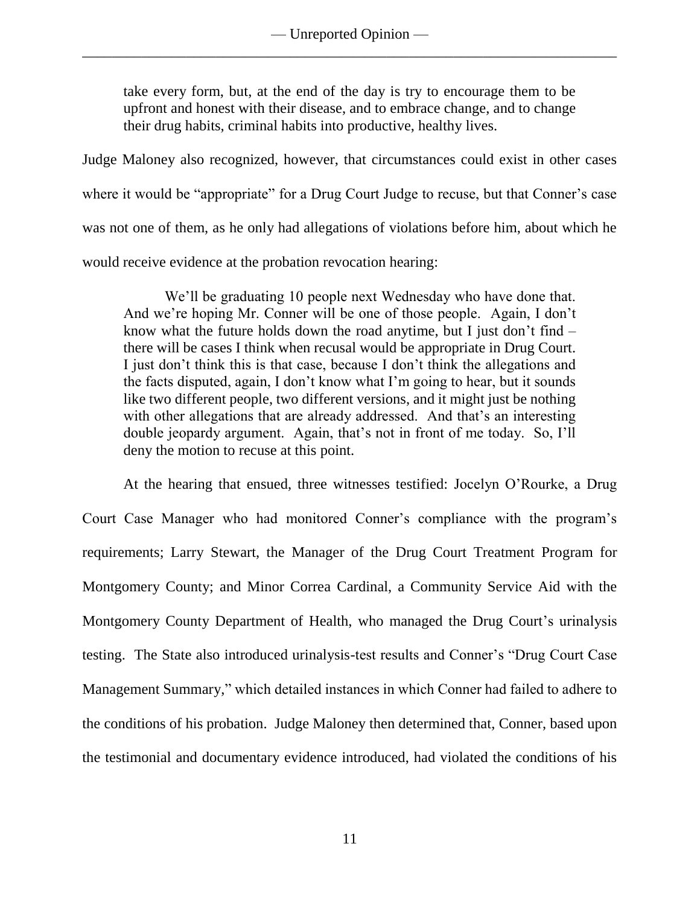> take every form, but, at the end of the day is try to encourage them to be upfront and honest with their disease, and to embrace change, and to change their drug habits, criminal habits into productive, healthy lives.

Judge Maloney also recognized, however, that circumstances could exist in other cases where it would be "appropriate" for a Drug Court Judge to recuse, but that Conner's case was not one of them, as he only had allegations of violations before him, about which he would receive evidence at the probation revocation hearing:

> We'll be graduating 10 people next Wednesday who have done that. And we're hoping Mr. Conner will be one of those people. Again, I don't know what the future holds down the road anytime, but I just don't find – there will be cases I think when recusal would be appropriate in Drug Court. I just don't think this is that case, because I don't think the allegations and the facts disputed, again, I don't know what I'm going to hear, but it sounds like two different people, two different versions, and it might just be nothing with other allegations that are already addressed. And that's an interesting double jeopardy argument. Again, that's not in front of me today. So, I'll deny the motion to recuse at this point.

At the hearing that ensued, three witnesses testified: Jocelyn O'Rourke, a Drug Court Case Manager who had monitored Conner's compliance with the program's requirements; Larry Stewart, the Manager of the Drug Court Treatment Program for Montgomery County; and Minor Correa Cardinal, a Community Service Aid with the Montgomery County Department of Health, who managed the Drug Court's urinalysis testing. The State also introduced urinalysis-test results and Conner's "Drug Court Case Management Summary," which detailed instances in which Conner had failed to adhere to the conditions of his probation. Judge Maloney then determined that, Conner, based upon the testimonial and documentary evidence introduced, had violated the conditions of his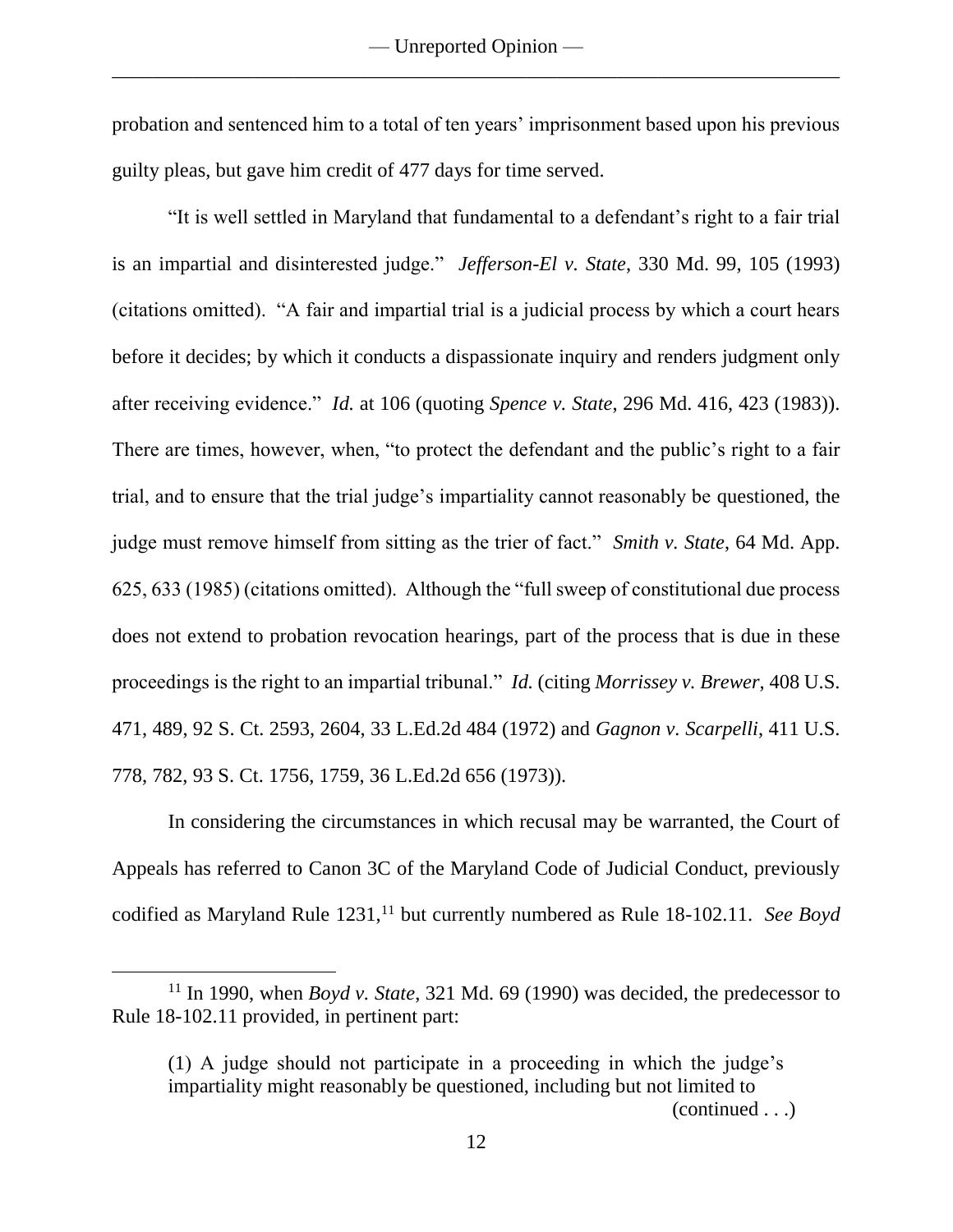probation and sentenced him to a total of ten years' imprisonment based upon his previous guilty pleas, but gave him credit of 477 days for time served.

"It is well settled in Maryland that fundamental to a defendant's right to a fair trial is an impartial and disinterested judge." *Jefferson-El v. State*, 330 Md. 99, 105 (1993) (citations omitted). "A fair and impartial trial is a judicial process by which a court hears before it decides; by which it conducts a dispassionate inquiry and renders judgment only after receiving evidence." *Id.* at 106 (quoting *Spence v. State*, 296 Md. 416, 423 (1983)). There are times, however, when, "to protect the defendant and the public's right to a fair trial, and to ensure that the trial judge's impartiality cannot reasonably be questioned, the judge must remove himself from sitting as the trier of fact." *Smith v. State*, 64 Md. App. 625, 633 (1985) (citations omitted). Although the "full sweep of constitutional due process does not extend to probation revocation hearings, part of the process that is due in these proceedings is the right to an impartial tribunal." *Id.* (citing *Morrissey v. Brewer*, 408 U.S. 471, 489, 92 S. Ct. 2593, 2604, 33 L.Ed.2d 484 (1972) and *Gagnon v. Scarpelli*, 411 U.S. 778, 782, 93 S. Ct. 1756, 1759, 36 L.Ed.2d 656 (1973)).

In considering the circumstances in which recusal may be warranted, the Court of Appeals has referred to Canon 3C of the Maryland Code of Judicial Conduct, previously codified as Maryland Rule 1231,[11] but currently numbered as Rule 18-102.11. *See Boyd*

---

[11] In 1990, when *Boyd v. State*, 321 Md. 69 (1990) was decided, the predecessor to Rule 18-102.11 provided, in pertinent part:

> (1) A judge should not participate in a proceeding in which the judge's impartiality might reasonably be questioned, including but not limited to
>
> (continued . . .)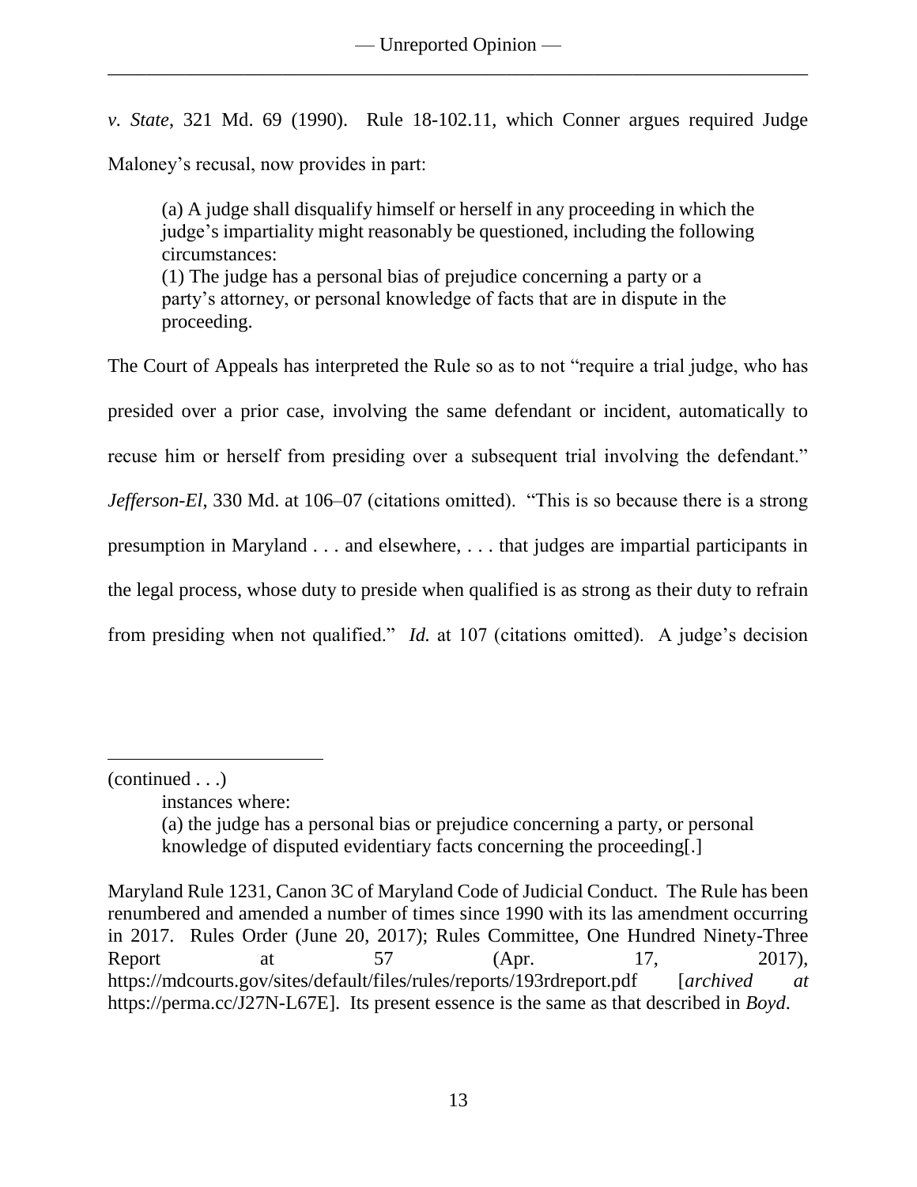*v. State*, 321 Md. 69 (1990). Rule 18-102.11, which Conner argues required Judge Maloney's recusal, now provides in part:

> (a) A judge shall disqualify himself or herself in any proceeding in which the judge's impartiality might reasonably be questioned, including the following circumstances:
> (1) The judge has a personal bias of prejudice concerning a party or a party's attorney, or personal knowledge of facts that are in dispute in the proceeding.

The Court of Appeals has interpreted the Rule so as to not "require a trial judge, who has presided over a prior case, involving the same defendant or incident, automatically to recuse him or herself from presiding over a subsequent trial involving the defendant." *Jefferson-El*, 330 Md. at 106–07 (citations omitted). "This is so because there is a strong presumption in Maryland . . . and elsewhere, . . . that judges are impartial participants in the legal process, whose duty to preside when qualified is as strong as their duty to refrain from presiding when not qualified." *Id.* at 107 (citations omitted). A judge's decision

---

(continued . . .)

> instances where:
> (a) the judge has a personal bias or prejudice concerning a party, or personal knowledge of disputed evidentiary facts concerning the proceeding[.]

Maryland Rule 1231, Canon 3C of Maryland Code of Judicial Conduct. The Rule has been renumbered and amended a number of times since 1990 with its las amendment occurring in 2017. Rules Order (June 20, 2017); Rules Committee, One Hundred Ninety-Three Report at 57 (Apr. 17, 2017), https://mdcourts.gov/sites/default/files/rules/reports/193rdreport.pdf [*archived at* https://perma.cc/J27N-L67E]. Its present essence is the same as that described in *Boyd*.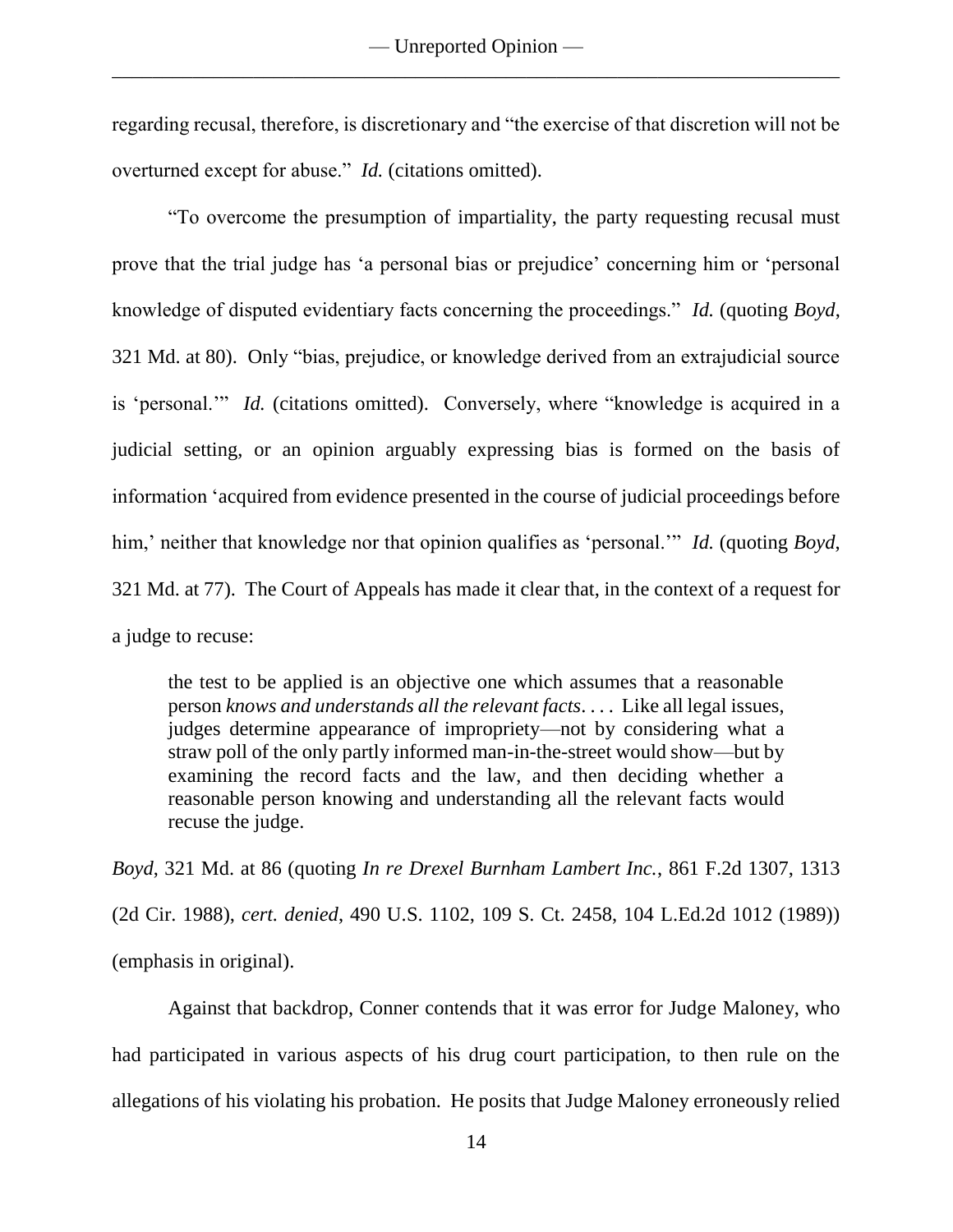regarding recusal, therefore, is discretionary and "the exercise of that discretion will not be overturned except for abuse." *Id.* (citations omitted).

"To overcome the presumption of impartiality, the party requesting recusal must prove that the trial judge has 'a personal bias or prejudice' concerning him or 'personal knowledge of disputed evidentiary facts concerning the proceedings." *Id.* (quoting *Boyd*, 321 Md. at 80). Only "bias, prejudice, or knowledge derived from an extrajudicial source is 'personal.'" *Id.* (citations omitted). Conversely, where "knowledge is acquired in a judicial setting, or an opinion arguably expressing bias is formed on the basis of information 'acquired from evidence presented in the course of judicial proceedings before him,' neither that knowledge nor that opinion qualifies as 'personal.'" *Id.* (quoting *Boyd*, 321 Md. at 77). The Court of Appeals has made it clear that, in the context of a request for a judge to recuse:

> the test to be applied is an objective one which assumes that a reasonable person *knows and understands all the relevant facts*. . . . Like all legal issues, judges determine appearance of impropriety—not by considering what a straw poll of the only partly informed man-in-the-street would show—but by examining the record facts and the law, and then deciding whether a reasonable person knowing and understanding all the relevant facts would recuse the judge.

*Boyd*, 321 Md. at 86 (quoting *In re Drexel Burnham Lambert Inc.*, 861 F.2d 1307, 1313 (2d Cir. 1988), *cert. denied*, 490 U.S. 1102, 109 S. Ct. 2458, 104 L.Ed.2d 1012 (1989)) (emphasis in original).

Against that backdrop, Conner contends that it was error for Judge Maloney, who had participated in various aspects of his drug court participation, to then rule on the allegations of his violating his probation. He posits that Judge Maloney erroneously relied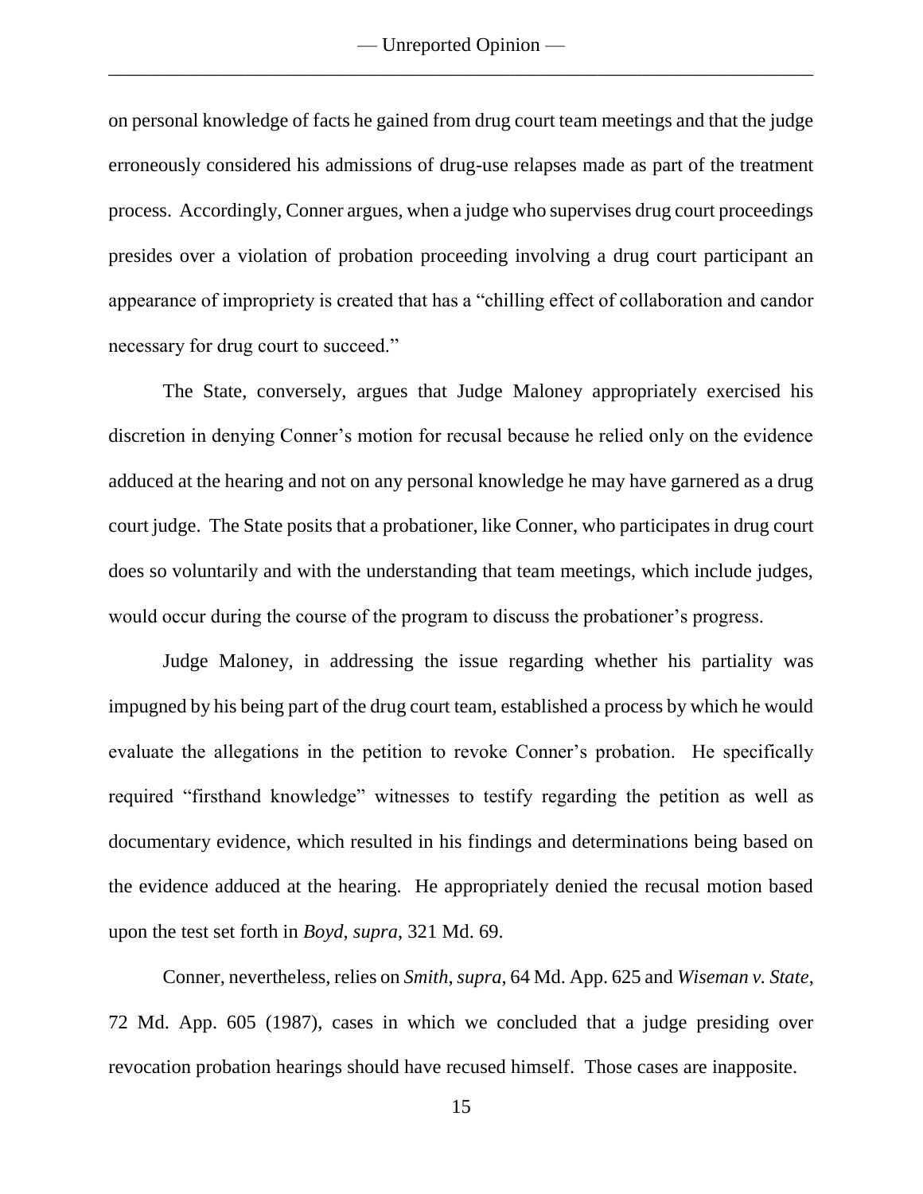on personal knowledge of facts he gained from drug court team meetings and that the judge erroneously considered his admissions of drug-use relapses made as part of the treatment process. Accordingly, Conner argues, when a judge who supervises drug court proceedings presides over a violation of probation proceeding involving a drug court participant an appearance of impropriety is created that has a "chilling effect of collaboration and candor necessary for drug court to succeed."

The State, conversely, argues that Judge Maloney appropriately exercised his discretion in denying Conner's motion for recusal because he relied only on the evidence adduced at the hearing and not on any personal knowledge he may have garnered as a drug court judge. The State posits that a probationer, like Conner, who participates in drug court does so voluntarily and with the understanding that team meetings, which include judges, would occur during the course of the program to discuss the probationer's progress.

Judge Maloney, in addressing the issue regarding whether his partiality was impugned by his being part of the drug court team, established a process by which he would evaluate the allegations in the petition to revoke Conner's probation. He specifically required "firsthand knowledge" witnesses to testify regarding the petition as well as documentary evidence, which resulted in his findings and determinations being based on the evidence adduced at the hearing. He appropriately denied the recusal motion based upon the test set forth in *Boyd*, *supra*, 321 Md. 69.

Conner, nevertheless, relies on *Smith*, *supra*, 64 Md. App. 625 and *Wiseman v. State*, 72 Md. App. 605 (1987), cases in which we concluded that a judge presiding over revocation probation hearings should have recused himself. Those cases are inapposite.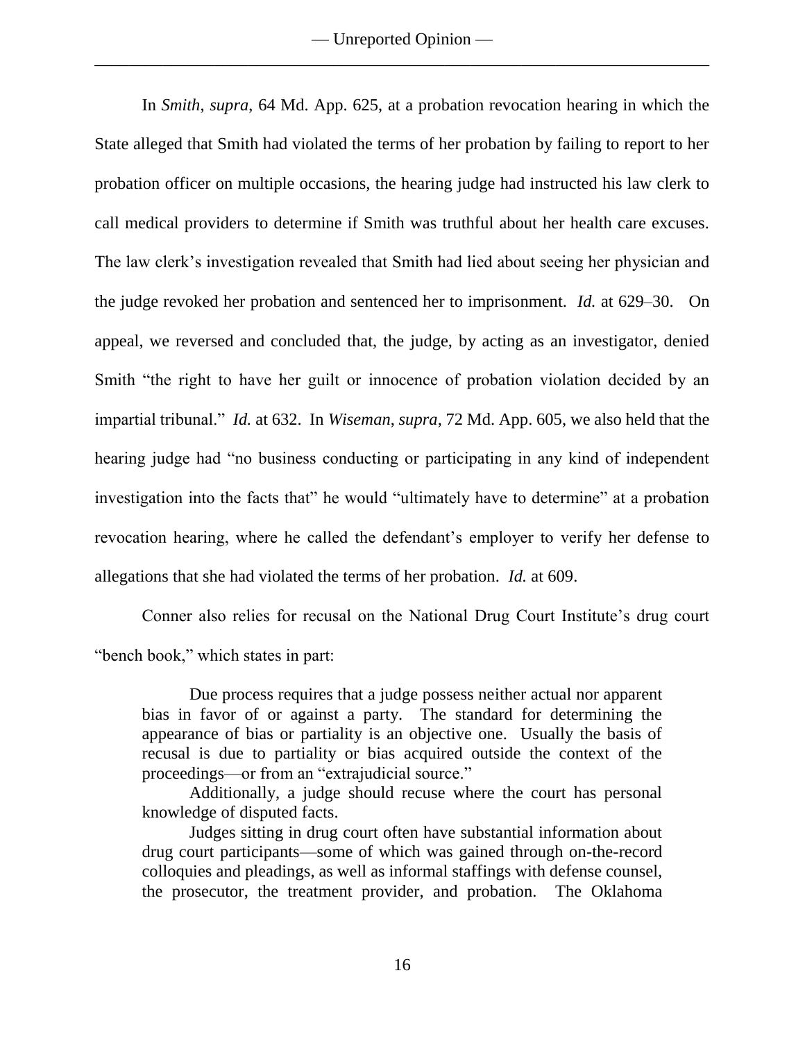In *Smith*, *supra*, 64 Md. App. 625, at a probation revocation hearing in which the State alleged that Smith had violated the terms of her probation by failing to report to her probation officer on multiple occasions, the hearing judge had instructed his law clerk to call medical providers to determine if Smith was truthful about her health care excuses. The law clerk's investigation revealed that Smith had lied about seeing her physician and the judge revoked her probation and sentenced her to imprisonment. *Id.* at 629–30. On appeal, we reversed and concluded that, the judge, by acting as an investigator, denied Smith "the right to have her guilt or innocence of probation violation decided by an impartial tribunal." *Id.* at 632. In *Wiseman*, *supra*, 72 Md. App. 605, we also held that the hearing judge had "no business conducting or participating in any kind of independent investigation into the facts that" he would "ultimately have to determine" at a probation revocation hearing, where he called the defendant's employer to verify her defense to allegations that she had violated the terms of her probation. *Id.* at 609.

Conner also relies for recusal on the National Drug Court Institute's drug court "bench book," which states in part:

> Due process requires that a judge possess neither actual nor apparent bias in favor of or against a party. The standard for determining the appearance of bias or partiality is an objective one. Usually the basis of recusal is due to partiality or bias acquired outside the context of the proceedings—or from an "extrajudicial source."
>
> Additionally, a judge should recuse where the court has personal knowledge of disputed facts.
>
> Judges sitting in drug court often have substantial information about drug court participants—some of which was gained through on-the-record colloquies and pleadings, as well as informal staffings with defense counsel, the prosecutor, the treatment provider, and probation. The Oklahoma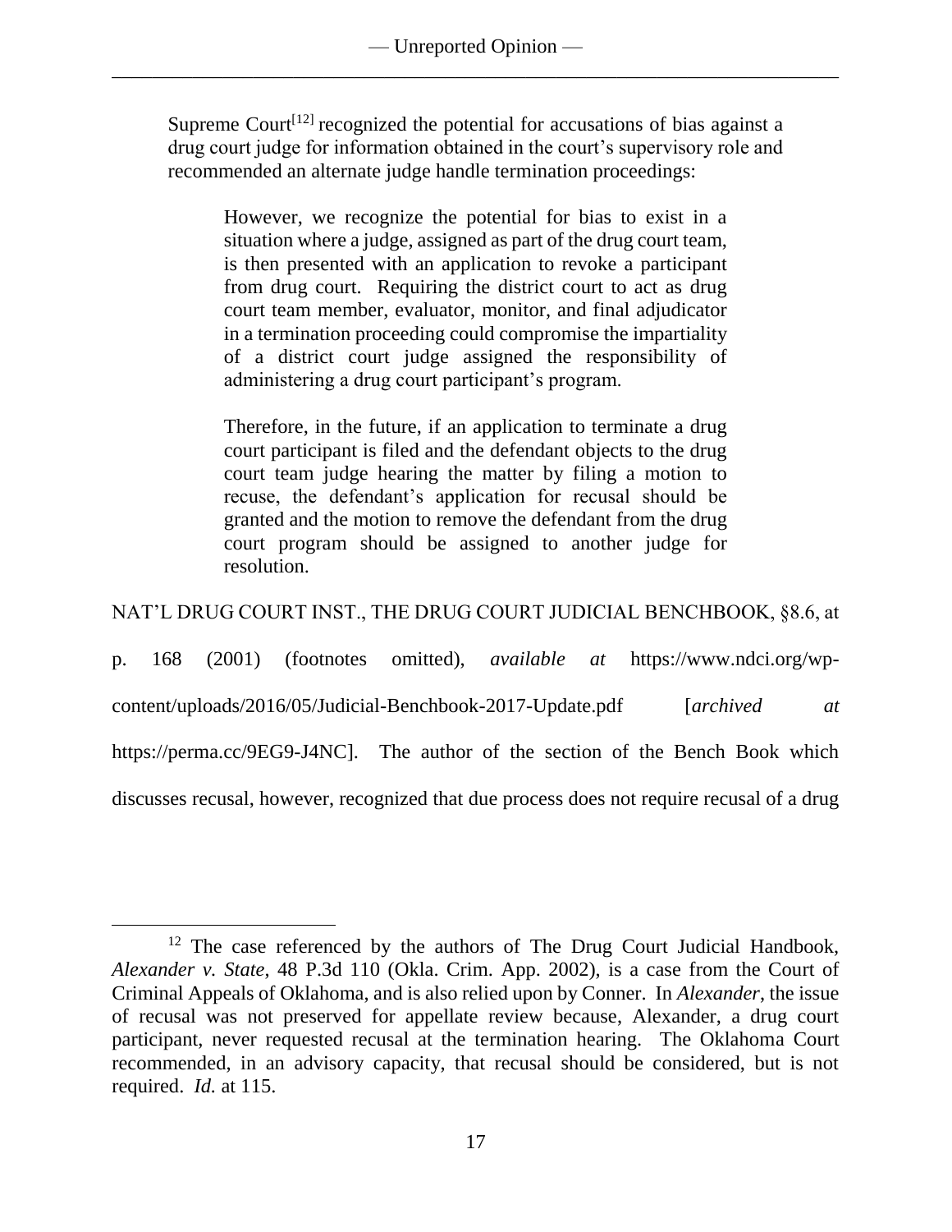Supreme Court[12] recognized the potential for accusations of bias against a drug court judge for information obtained in the court's supervisory role and recommended an alternate judge handle termination proceedings:

> However, we recognize the potential for bias to exist in a situation where a judge, assigned as part of the drug court team, is then presented with an application to revoke a participant from drug court. Requiring the district court to act as drug court team member, evaluator, monitor, and final adjudicator in a termination proceeding could compromise the impartiality of a district court judge assigned the responsibility of administering a drug court participant's program.
>
> Therefore, in the future, if an application to terminate a drug court participant is filed and the defendant objects to the drug court team judge hearing the matter by filing a motion to recuse, the defendant's application for recusal should be granted and the motion to remove the defendant from the drug court program should be assigned to another judge for resolution.

NAT'L DRUG COURT INST., THE DRUG COURT JUDICIAL BENCHBOOK, §8.6, at p. 168 (2001) (footnotes omitted), *available at* https://www.ndci.org/wp-content/uploads/2016/05/Judicial-Benchbook-2017-Update.pdf [*archived at* https://perma.cc/9EG9-J4NC]. The author of the section of the Bench Book which discusses recusal, however, recognized that due process does not require recusal of a drug

[12] The case referenced by the authors of The Drug Court Judicial Handbook, *Alexander v. State*, 48 P.3d 110 (Okla. Crim. App. 2002), is a case from the Court of Criminal Appeals of Oklahoma, and is also relied upon by Conner. In *Alexander*, the issue of recusal was not preserved for appellate review because, Alexander, a drug court participant, never requested recusal at the termination hearing. The Oklahoma Court recommended, in an advisory capacity, that recusal should be considered, but is not required. *Id.* at 115.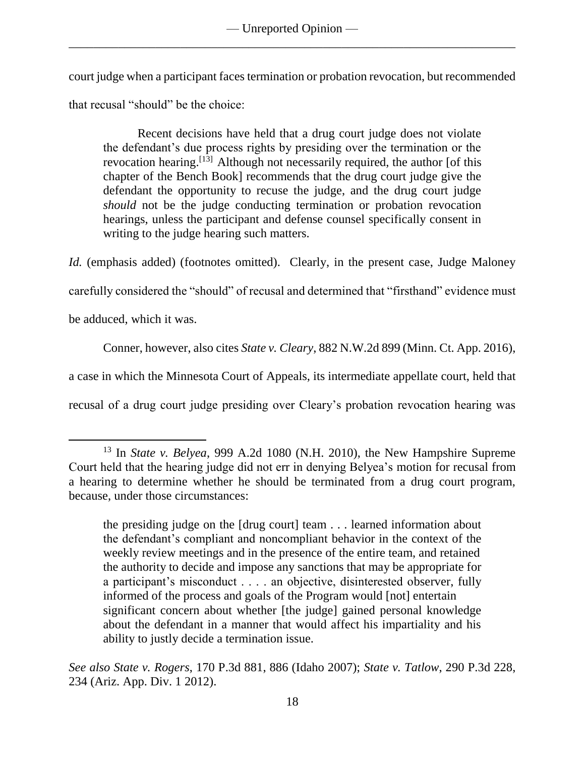court judge when a participant faces termination or probation revocation, but recommended that recusal "should" be the choice:

> Recent decisions have held that a drug court judge does not violate the defendant's due process rights by presiding over the termination or the revocation hearing.[13] Although not necessarily required, the author [of this chapter of the Bench Book] recommends that the drug court judge give the defendant the opportunity to recuse the judge, and the drug court judge *should* not be the judge conducting termination or probation revocation hearings, unless the participant and defense counsel specifically consent in writing to the judge hearing such matters.

*Id.* (emphasis added) (footnotes omitted). Clearly, in the present case, Judge Maloney carefully considered the "should" of recusal and determined that "firsthand" evidence must be adduced, which it was.

Conner, however, also cites *State v. Cleary*, 882 N.W.2d 899 (Minn. Ct. App. 2016), a case in which the Minnesota Court of Appeals, its intermediate appellate court, held that recusal of a drug court judge presiding over Cleary's probation revocation hearing was

---

[13] In *State v. Belyea*, 999 A.2d 1080 (N.H. 2010), the New Hampshire Supreme Court held that the hearing judge did not err in denying Belyea's motion for recusal from a hearing to determine whether he should be terminated from a drug court program, because, under those circumstances:

> the presiding judge on the [drug court] team . . . learned information about the defendant's compliant and noncompliant behavior in the context of the weekly review meetings and in the presence of the entire team, and retained the authority to decide and impose any sanctions that may be appropriate for a participant's misconduct . . . . an objective, disinterested observer, fully informed of the process and goals of the Program would [not] entertain significant concern about whether [the judge] gained personal knowledge about the defendant in a manner that would affect his impartiality and his ability to justly decide a termination issue.

*See also State v. Rogers*, 170 P.3d 881, 886 (Idaho 2007); *State v. Tatlow*, 290 P.3d 228, 234 (Ariz. App. Div. 1 2012).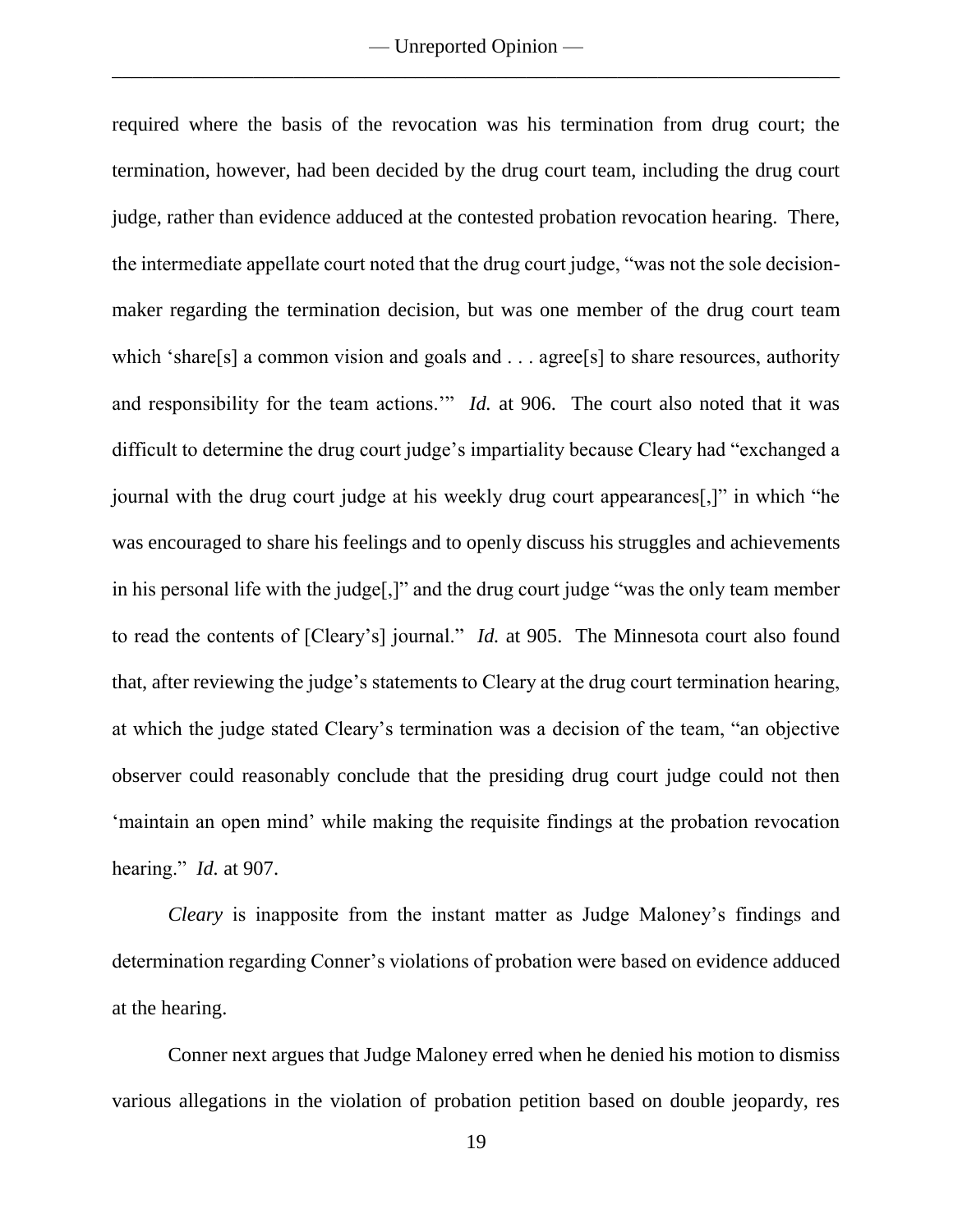required where the basis of the revocation was his termination from drug court; the termination, however, had been decided by the drug court team, including the drug court judge, rather than evidence adduced at the contested probation revocation hearing. There, the intermediate appellate court noted that the drug court judge, "was not the sole decision-maker regarding the termination decision, but was one member of the drug court team which 'share[s] a common vision and goals and . . . agree[s] to share resources, authority and responsibility for the team actions.'" *Id.* at 906. The court also noted that it was difficult to determine the drug court judge's impartiality because Cleary had "exchanged a journal with the drug court judge at his weekly drug court appearances[,]" in which "he was encouraged to share his feelings and to openly discuss his struggles and achievements in his personal life with the judge[,]" and the drug court judge "was the only team member to read the contents of [Cleary's] journal." *Id.* at 905. The Minnesota court also found that, after reviewing the judge's statements to Cleary at the drug court termination hearing, at which the judge stated Cleary's termination was a decision of the team, "an objective observer could reasonably conclude that the presiding drug court judge could not then 'maintain an open mind' while making the requisite findings at the probation revocation hearing." *Id.* at 907.

*Cleary* is inapposite from the instant matter as Judge Maloney's findings and determination regarding Conner's violations of probation were based on evidence adduced at the hearing.

Conner next argues that Judge Maloney erred when he denied his motion to dismiss various allegations in the violation of probation petition based on double jeopardy, res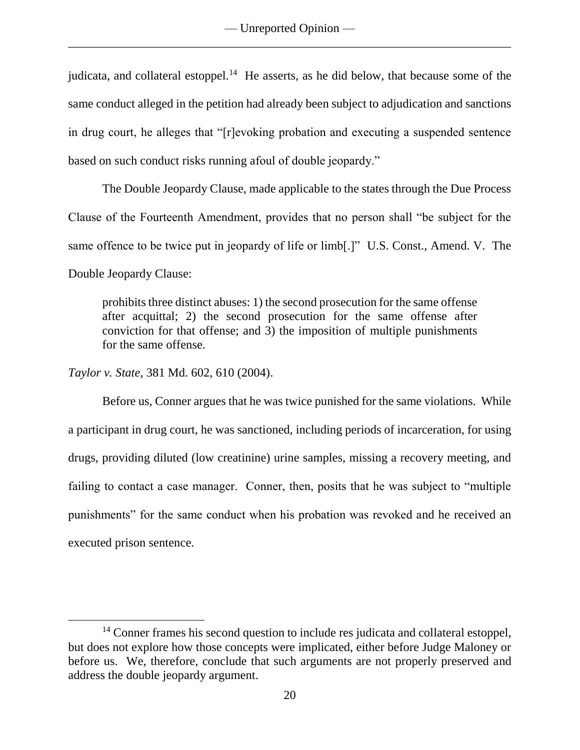judicata, and collateral estoppel.[14] He asserts, as he did below, that because some of the same conduct alleged in the petition had already been subject to adjudication and sanctions in drug court, he alleges that "[r]evoking probation and executing a suspended sentence based on such conduct risks running afoul of double jeopardy."

The Double Jeopardy Clause, made applicable to the states through the Due Process Clause of the Fourteenth Amendment, provides that no person shall "be subject for the same offence to be twice put in jeopardy of life or limb[.]" U.S. Const., Amend. V. The Double Jeopardy Clause:

> prohibits three distinct abuses: 1) the second prosecution for the same offense after acquittal; 2) the second prosecution for the same offense after conviction for that offense; and 3) the imposition of multiple punishments for the same offense.

*Taylor v. State*, 381 Md. 602, 610 (2004).

Before us, Conner argues that he was twice punished for the same violations. While a participant in drug court, he was sanctioned, including periods of incarceration, for using drugs, providing diluted (low creatinine) urine samples, missing a recovery meeting, and failing to contact a case manager. Conner, then, posits that he was subject to "multiple punishments" for the same conduct when his probation was revoked and he received an executed prison sentence.

---

[14] Conner frames his second question to include res judicata and collateral estoppel, but does not explore how those concepts were implicated, either before Judge Maloney or before us. We, therefore, conclude that such arguments are not properly preserved and address the double jeopardy argument.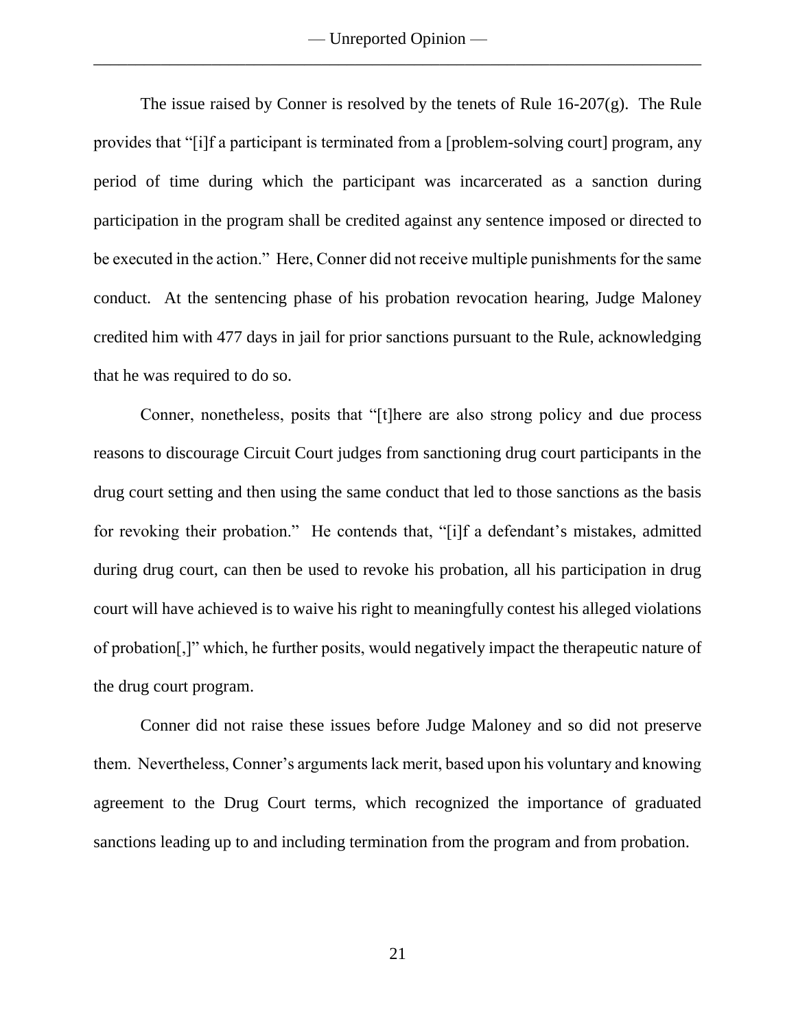The issue raised by Conner is resolved by the tenets of Rule 16-207(g). The Rule provides that "[i]f a participant is terminated from a [problem-solving court] program, any period of time during which the participant was incarcerated as a sanction during participation in the program shall be credited against any sentence imposed or directed to be executed in the action." Here, Conner did not receive multiple punishments for the same conduct. At the sentencing phase of his probation revocation hearing, Judge Maloney credited him with 477 days in jail for prior sanctions pursuant to the Rule, acknowledging that he was required to do so.

Conner, nonetheless, posits that "[t]here are also strong policy and due process reasons to discourage Circuit Court judges from sanctioning drug court participants in the drug court setting and then using the same conduct that led to those sanctions as the basis for revoking their probation." He contends that, "[i]f a defendant's mistakes, admitted during drug court, can then be used to revoke his probation, all his participation in drug court will have achieved is to waive his right to meaningfully contest his alleged violations of probation[,]" which, he further posits, would negatively impact the therapeutic nature of the drug court program.

Conner did not raise these issues before Judge Maloney and so did not preserve them. Nevertheless, Conner's arguments lack merit, based upon his voluntary and knowing agreement to the Drug Court terms, which recognized the importance of graduated sanctions leading up to and including termination from the program and from probation.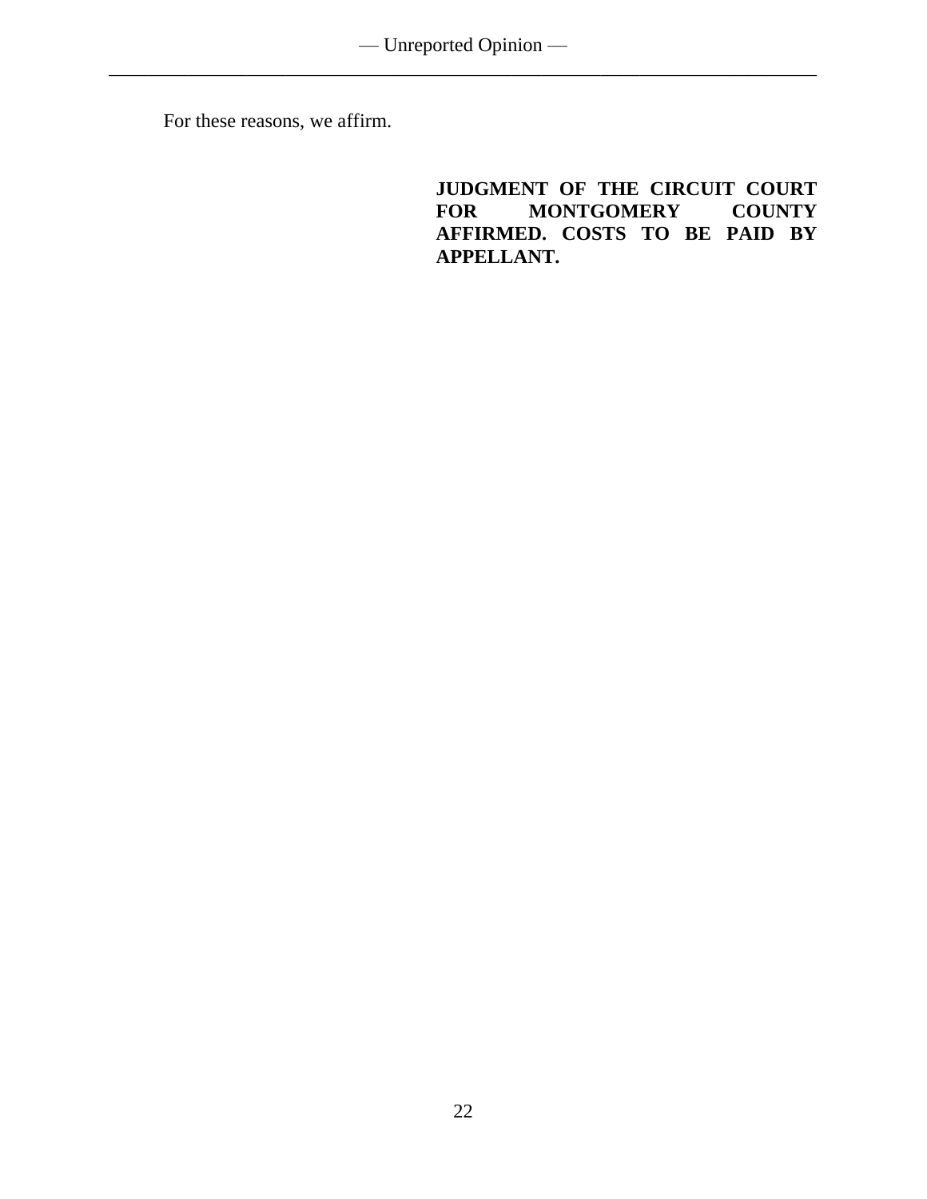For these reasons, we affirm.

**JUDGMENT OF THE CIRCUIT COURT FOR MONTGOMERY COUNTY AFFIRMED. COSTS TO BE PAID BY APPELLANT.**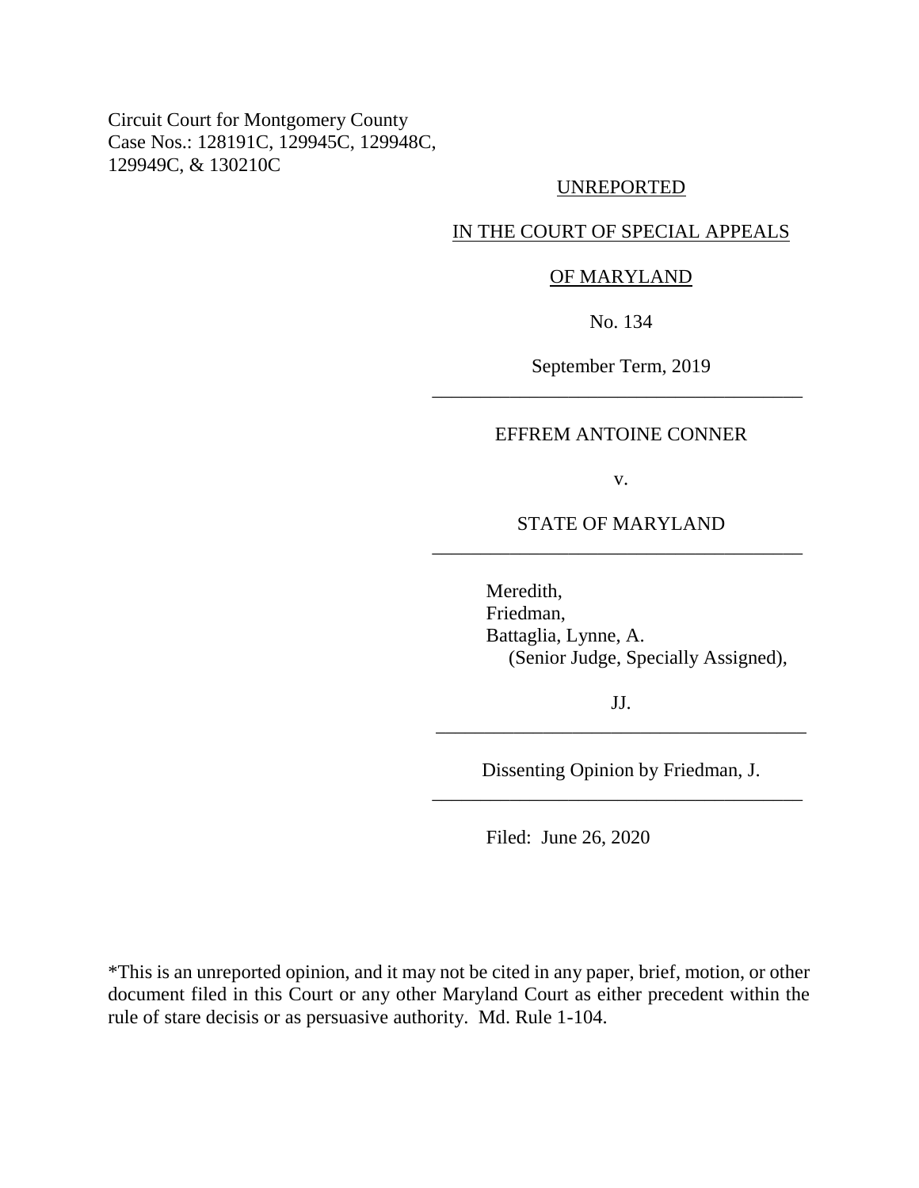Circuit Court for Montgomery County
Case Nos.: 128191C, 129945C, 129948C,
129949C, & 130210C

UNREPORTED

IN THE COURT OF SPECIAL APPEALS

OF MARYLAND

No. 134

September Term, 2019

---

EFFREM ANTOINE CONNER

v.

STATE OF MARYLAND

---

Meredith,
Friedman,
Battaglia, Lynne, A.
(Senior Judge, Specially Assigned),

JJ.

---

Dissenting Opinion by Friedman, J.

---

Filed: June 26, 2020

*This is an unreported opinion, and it may not be cited in any paper, brief, motion, or other document filed in this Court or any other Maryland Court as either precedent within the rule of stare decisis or as persuasive authority. Md. Rule 1-104.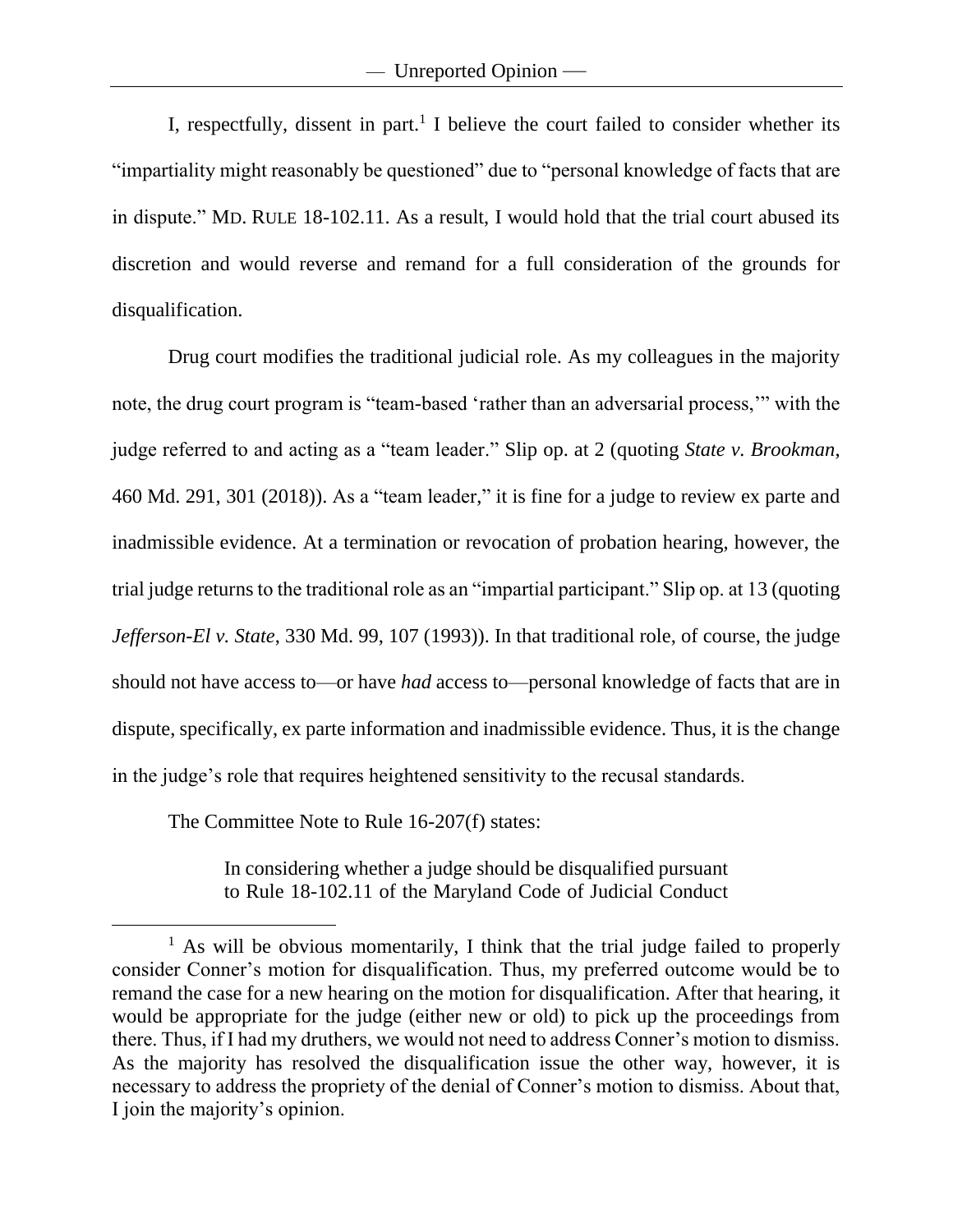I, respectfully, dissent in part.[1] I believe the court failed to consider whether its "impartiality might reasonably be questioned" due to "personal knowledge of facts that are in dispute." MD. RULE 18-102.11. As a result, I would hold that the trial court abused its discretion and would reverse and remand for a full consideration of the grounds for disqualification.

Drug court modifies the traditional judicial role. As my colleagues in the majority note, the drug court program is "team-based 'rather than an adversarial process,'" with the judge referred to and acting as a "team leader." Slip op. at 2 (quoting *State v. Brookman*, 460 Md. 291, 301 (2018)). As a "team leader," it is fine for a judge to review ex parte and inadmissible evidence. At a termination or revocation of probation hearing, however, the trial judge returns to the traditional role as an "impartial participant." Slip op. at 13 (quoting *Jefferson-El v. State*, 330 Md. 99, 107 (1993)). In that traditional role, of course, the judge should not have access to—or have *had* access to—personal knowledge of facts that are in dispute, specifically, ex parte information and inadmissible evidence. Thus, it is the change in the judge's role that requires heightened sensitivity to the recusal standards.

The Committee Note to Rule 16-207(f) states:

> In considering whether a judge should be disqualified pursuant to Rule 18-102.11 of the Maryland Code of Judicial Conduct

[1] As will be obvious momentarily, I think that the trial judge failed to properly consider Conner's motion for disqualification. Thus, my preferred outcome would be to remand the case for a new hearing on the motion for disqualification. After that hearing, it would be appropriate for the judge (either new or old) to pick up the proceedings from there. Thus, if I had my druthers, we would not need to address Conner's motion to dismiss. As the majority has resolved the disqualification issue the other way, however, it is necessary to address the propriety of the denial of Conner's motion to dismiss. About that, I join the majority's opinion.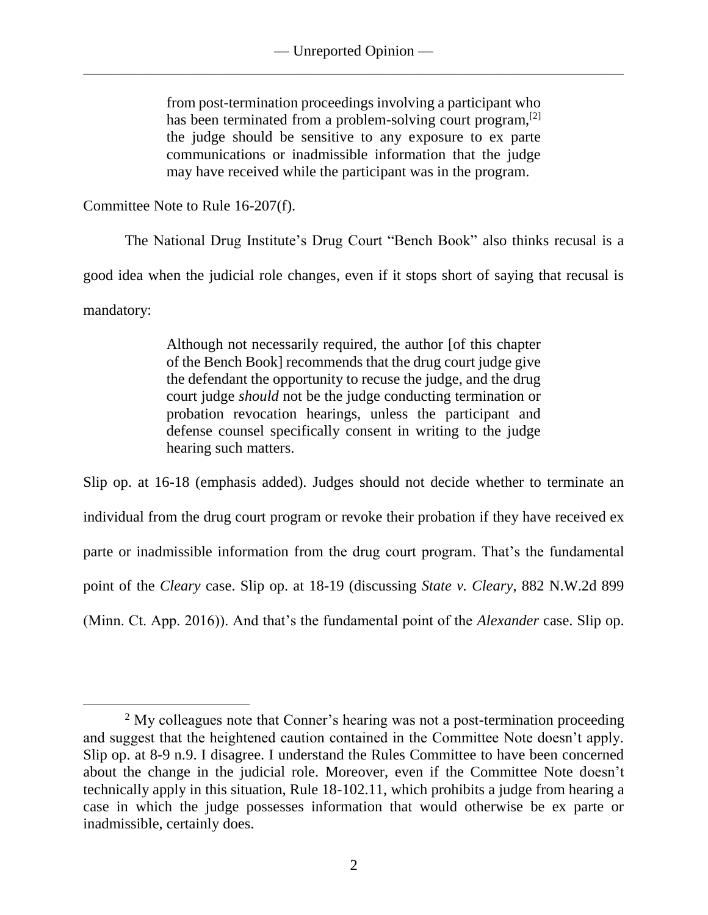> from post-termination proceedings involving a participant who has been terminated from a problem-solving court program,[2] the judge should be sensitive to any exposure to ex parte communications or inadmissible information that the judge may have received while the participant was in the program.

Committee Note to Rule 16-207(f).

The National Drug Institute's Drug Court "Bench Book" also thinks recusal is a good idea when the judicial role changes, even if it stops short of saying that recusal is mandatory:

> Although not necessarily required, the author [of this chapter of the Bench Book] recommends that the drug court judge give the defendant the opportunity to recuse the judge, and the drug court judge *should* not be the judge conducting termination or probation revocation hearings, unless the participant and defense counsel specifically consent in writing to the judge hearing such matters.

Slip op. at 16-18 (emphasis added). Judges should not decide whether to terminate an individual from the drug court program or revoke their probation if they have received ex parte or inadmissible information from the drug court program. That's the fundamental point of the *Cleary* case. Slip op. at 18-19 (discussing *State v. Cleary*, 882 N.W.2d 899 (Minn. Ct. App. 2016)). And that's the fundamental point of the *Alexander* case. Slip op.

---

[2] My colleagues note that Conner's hearing was not a post-termination proceeding and suggest that the heightened caution contained in the Committee Note doesn't apply. Slip op. at 8-9 n.9. I disagree. I understand the Rules Committee to have been concerned about the change in the judicial role. Moreover, even if the Committee Note doesn't technically apply in this situation, Rule 18-102.11, which prohibits a judge from hearing a case in which the judge possesses information that would otherwise be ex parte or inadmissible, certainly does.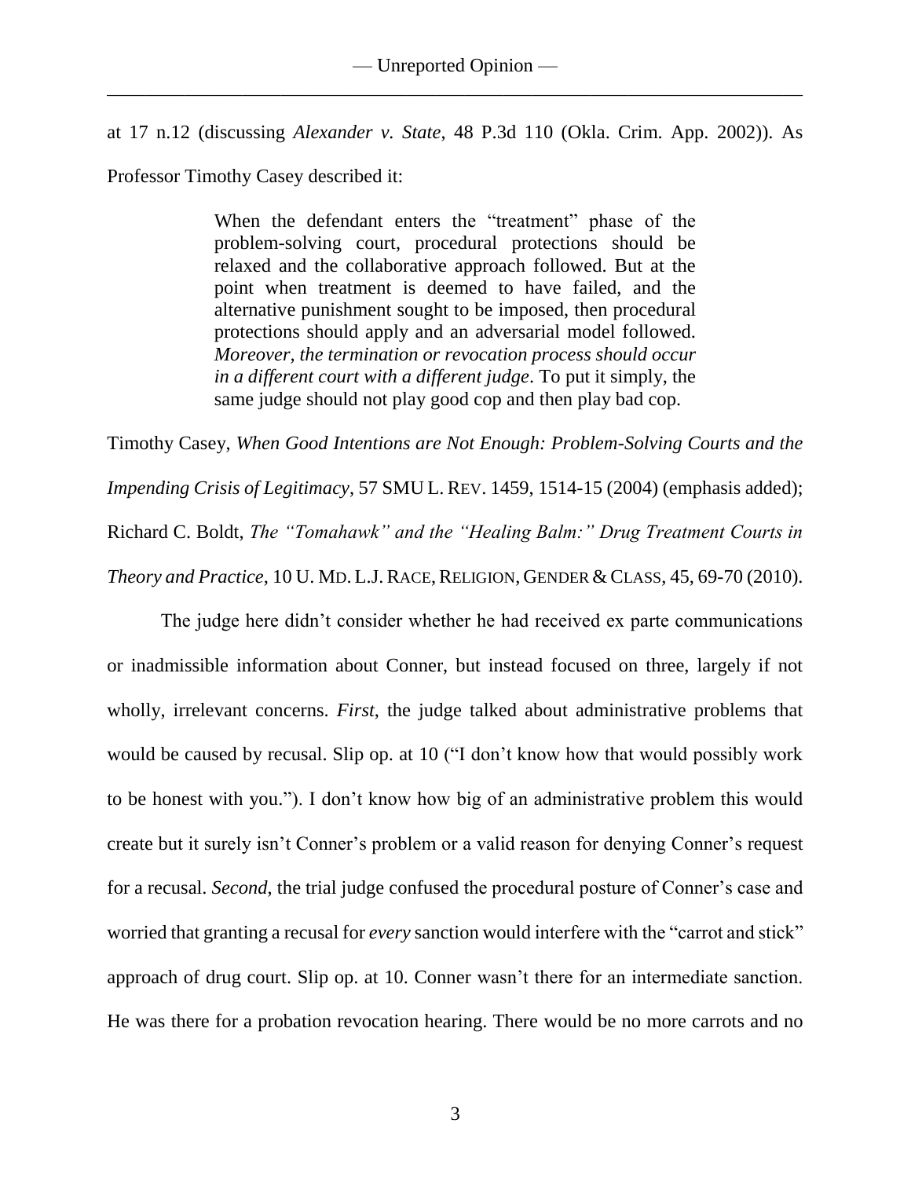at 17 n.12 (discussing *Alexander v. State*, 48 P.3d 110 (Okla. Crim. App. 2002)). As Professor Timothy Casey described it:

> When the defendant enters the "treatment" phase of the problem-solving court, procedural protections should be relaxed and the collaborative approach followed. But at the point when treatment is deemed to have failed, and the alternative punishment sought to be imposed, then procedural protections should apply and an adversarial model followed. *Moreover, the termination or revocation process should occur in a different court with a different judge*. To put it simply, the same judge should not play good cop and then play bad cop.

Timothy Casey, *When Good Intentions are Not Enough: Problem-Solving Courts and the Impending Crisis of Legitimacy*, 57 SMU L. REV. 1459, 1514-15 (2004) (emphasis added); Richard C. Boldt, *The "Tomahawk" and the "Healing Balm:" Drug Treatment Courts in Theory and Practice*, 10 U. MD. L.J. RACE, RELIGION, GENDER & CLASS, 45, 69-70 (2010).

The judge here didn't consider whether he had received ex parte communications or inadmissible information about Conner, but instead focused on three, largely if not wholly, irrelevant concerns. *First*, the judge talked about administrative problems that would be caused by recusal. Slip op. at 10 ("I don't know how that would possibly work to be honest with you."). I don't know how big of an administrative problem this would create but it surely isn't Conner's problem or a valid reason for denying Conner's request for a recusal. *Second*, the trial judge confused the procedural posture of Conner's case and worried that granting a recusal for *every* sanction would interfere with the "carrot and stick" approach of drug court. Slip op. at 10. Conner wasn't there for an intermediate sanction. He was there for a probation revocation hearing. There would be no more carrots and no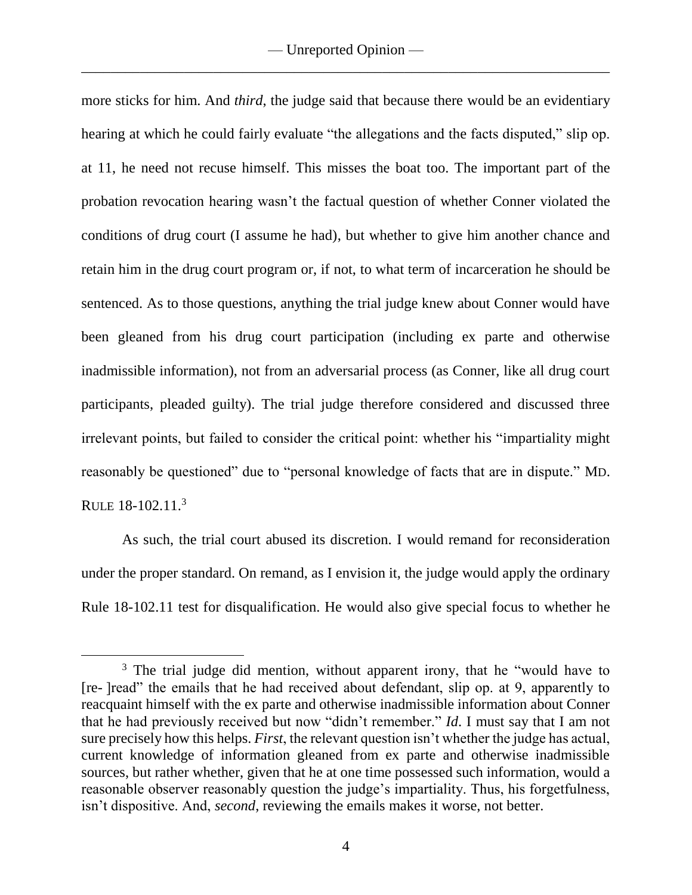more sticks for him. And *third*, the judge said that because there would be an evidentiary hearing at which he could fairly evaluate "the allegations and the facts disputed," slip op. at 11, he need not recuse himself. This misses the boat too. The important part of the probation revocation hearing wasn't the factual question of whether Conner violated the conditions of drug court (I assume he had), but whether to give him another chance and retain him in the drug court program or, if not, to what term of incarceration he should be sentenced. As to those questions, anything the trial judge knew about Conner would have been gleaned from his drug court participation (including ex parte and otherwise inadmissible information), not from an adversarial process (as Conner, like all drug court participants, pleaded guilty). The trial judge therefore considered and discussed three irrelevant points, but failed to consider the critical point: whether his "impartiality might reasonably be questioned" due to "personal knowledge of facts that are in dispute." MD. RULE 18-102.11.[3]

As such, the trial court abused its discretion. I would remand for reconsideration under the proper standard. On remand, as I envision it, the judge would apply the ordinary Rule 18-102.11 test for disqualification. He would also give special focus to whether he

---

[3] The trial judge did mention, without apparent irony, that he "would have to [re- ]read" the emails that he had received about defendant, slip op. at 9, apparently to reacquaint himself with the ex parte and otherwise inadmissible information about Conner that he had previously received but now "didn't remember." *Id*. I must say that I am not sure precisely how this helps. *First*, the relevant question isn't whether the judge has actual, current knowledge of information gleaned from ex parte and otherwise inadmissible sources, but rather whether, given that he at one time possessed such information, would a reasonable observer reasonably question the judge's impartiality. Thus, his forgetfulness, isn't dispositive. And, *second*, reviewing the emails makes it worse, not better.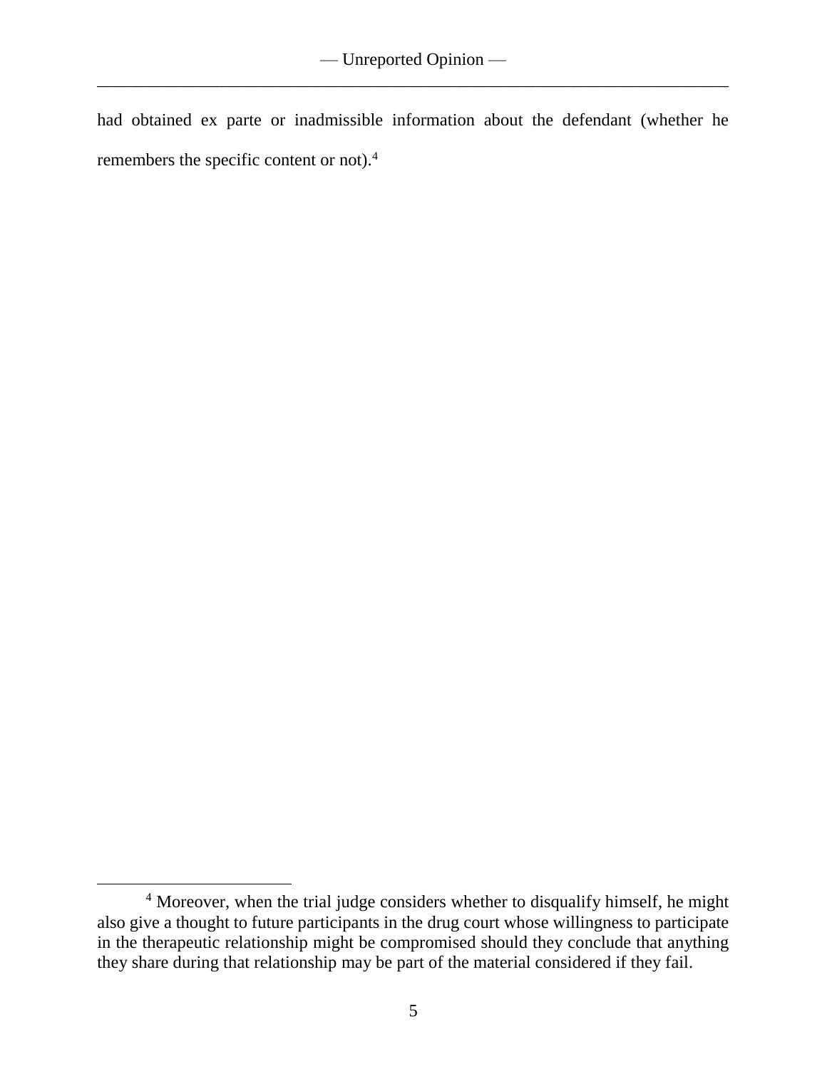had obtained ex parte or inadmissible information about the defendant (whether he remembers the specific content or not).[4]

[4] Moreover, when the trial judge considers whether to disqualify himself, he might also give a thought to future participants in the drug court whose willingness to participate in the therapeutic relationship might be compromised should they conclude that anything they share during that relationship may be part of the material considered if they fail.